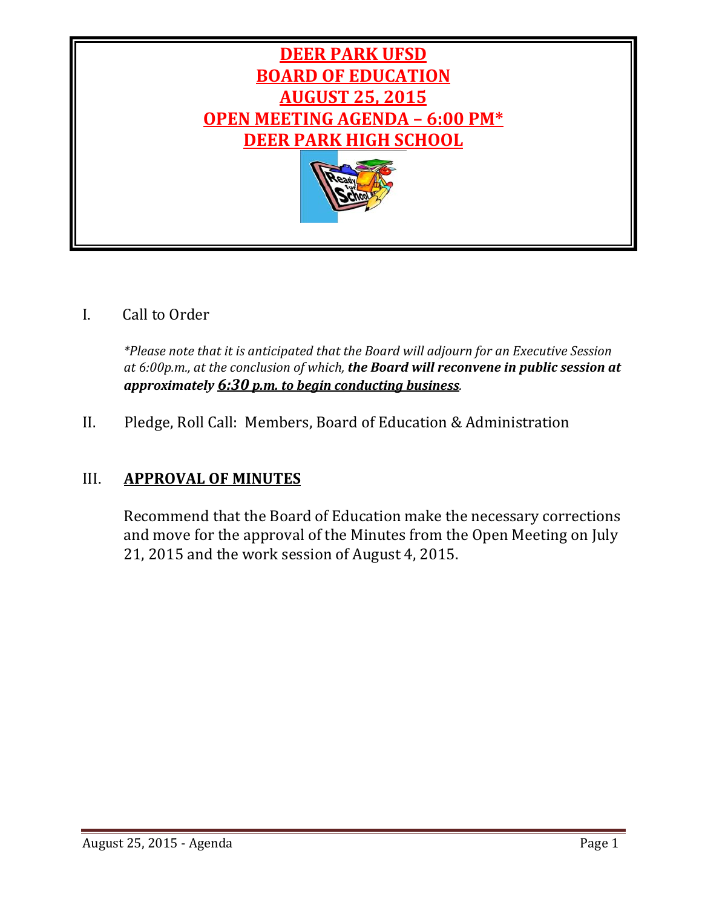# DEER PARK UFSD
# BOARD OF EDUCATION
# AUGUST 25, 2015
# OPEN MEETING AGENDA – 6:00 PM*
# DEER PARK HIGH SCHOOL

I. Call to Order

*\*Please note that it is anticipated that the Board will adjourn for an Executive Session at 6:00p.m., at the conclusion of which,* ***the Board will reconvene in public session at approximately 6:30 p.m. to begin conducting business****.*

II. Pledge, Roll Call: Members, Board of Education & Administration

## III. APPROVAL OF MINUTES

Recommend that the Board of Education make the necessary corrections and move for the approval of the Minutes from the Open Meeting on July 21, 2015 and the work session of August 4, 2015.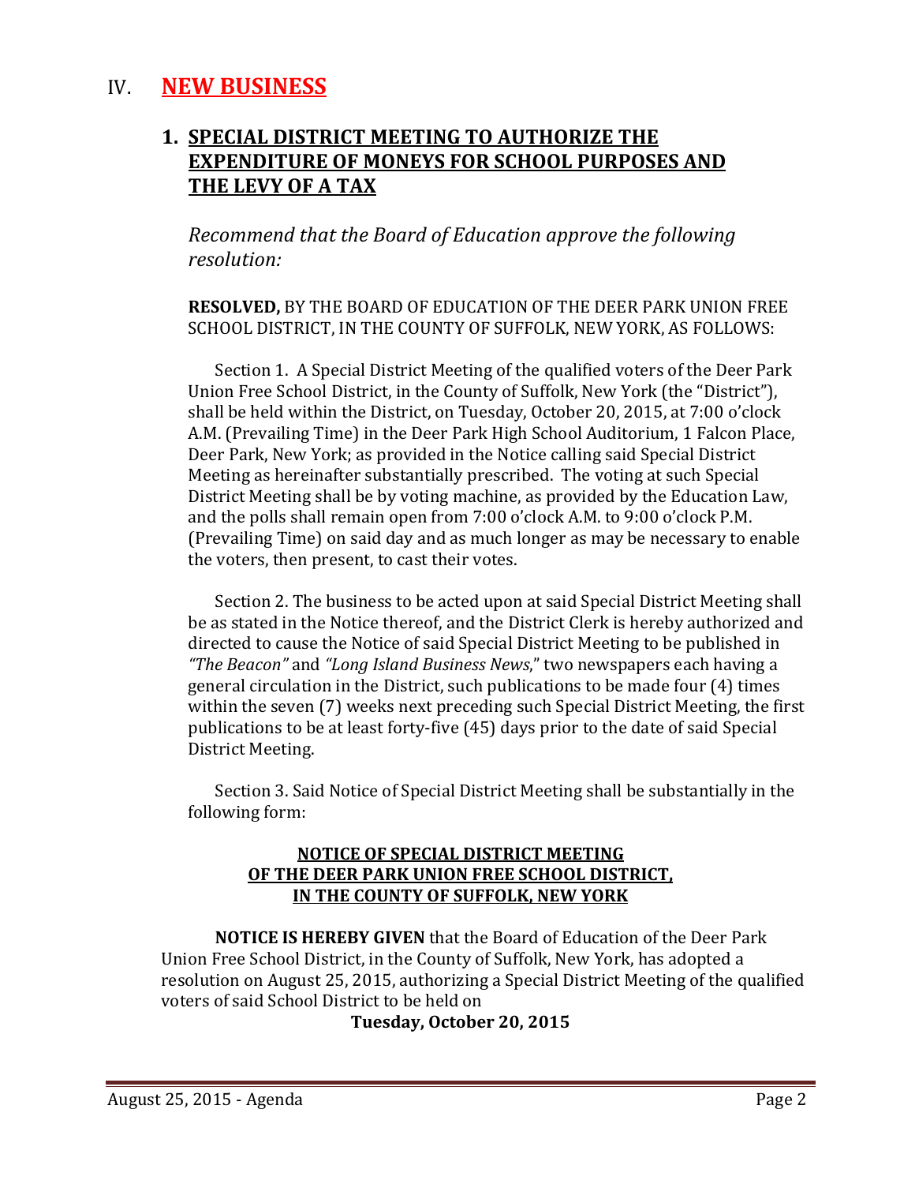# IV. NEW BUSINESS

## 1. SPECIAL DISTRICT MEETING TO AUTHORIZE THE EXPENDITURE OF MONEYS FOR SCHOOL PURPOSES AND THE LEVY OF A TAX

*Recommend that the Board of Education approve the following resolution:*

**RESOLVED,** BY THE BOARD OF EDUCATION OF THE DEER PARK UNION FREE SCHOOL DISTRICT, IN THE COUNTY OF SUFFOLK, NEW YORK, AS FOLLOWS:

Section 1. A Special District Meeting of the qualified voters of the Deer Park Union Free School District, in the County of Suffolk, New York (the "District"), shall be held within the District, on Tuesday, October 20, 2015, at 7:00 o'clock A.M. (Prevailing Time) in the Deer Park High School Auditorium, 1 Falcon Place, Deer Park, New York; as provided in the Notice calling said Special District Meeting as hereinafter substantially prescribed. The voting at such Special District Meeting shall be by voting machine, as provided by the Education Law, and the polls shall remain open from 7:00 o'clock A.M. to 9:00 o'clock P.M. (Prevailing Time) on said day and as much longer as may be necessary to enable the voters, then present, to cast their votes.

Section 2. The business to be acted upon at said Special District Meeting shall be as stated in the Notice thereof, and the District Clerk is hereby authorized and directed to cause the Notice of said Special District Meeting to be published in *"The Beacon"* and *"Long Island Business News*," two newspapers each having a general circulation in the District, such publications to be made four (4) times within the seven (7) weeks next preceding such Special District Meeting, the first publications to be at least forty-five (45) days prior to the date of said Special District Meeting.

Section 3. Said Notice of Special District Meeting shall be substantially in the following form:

**NOTICE OF SPECIAL DISTRICT MEETING**
**OF THE DEER PARK UNION FREE SCHOOL DISTRICT,**
**IN THE COUNTY OF SUFFOLK, NEW YORK**

**NOTICE IS HEREBY GIVEN** that the Board of Education of the Deer Park Union Free School District, in the County of Suffolk, New York, has adopted a resolution on August 25, 2015, authorizing a Special District Meeting of the qualified voters of said School District to be held on

**Tuesday, October 20, 2015**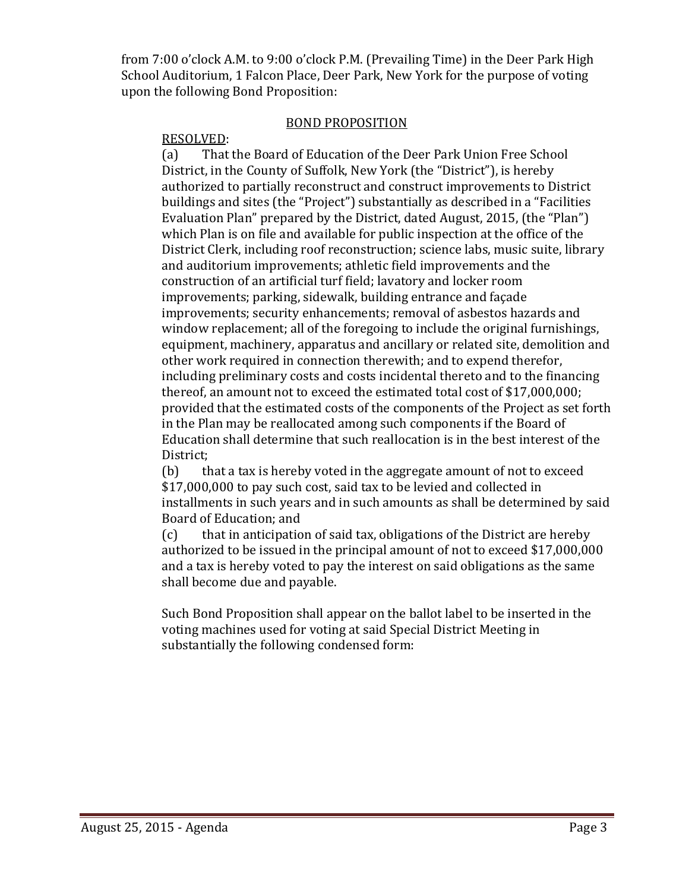from 7:00 o'clock A.M. to 9:00 o'clock P.M. (Prevailing Time) in the Deer Park High School Auditorium, 1 Falcon Place, Deer Park, New York for the purpose of voting upon the following Bond Proposition:

BOND PROPOSITION

RESOLVED:

(a) That the Board of Education of the Deer Park Union Free School District, in the County of Suffolk, New York (the "District"), is hereby authorized to partially reconstruct and construct improvements to District buildings and sites (the "Project") substantially as described in a "Facilities Evaluation Plan" prepared by the District, dated August, 2015, (the "Plan") which Plan is on file and available for public inspection at the office of the District Clerk, including roof reconstruction; science labs, music suite, library and auditorium improvements; athletic field improvements and the construction of an artificial turf field; lavatory and locker room improvements; parking, sidewalk, building entrance and façade improvements; security enhancements; removal of asbestos hazards and window replacement; all of the foregoing to include the original furnishings, equipment, machinery, apparatus and ancillary or related site, demolition and other work required in connection therewith; and to expend therefor, including preliminary costs and costs incidental thereto and to the financing thereof, an amount not to exceed the estimated total cost of $17,000,000; provided that the estimated costs of the components of the Project as set forth in the Plan may be reallocated among such components if the Board of Education shall determine that such reallocation is in the best interest of the District;

(b) that a tax is hereby voted in the aggregate amount of not to exceed $17,000,000 to pay such cost, said tax to be levied and collected in installments in such years and in such amounts as shall be determined by said Board of Education; and

(c) that in anticipation of said tax, obligations of the District are hereby authorized to be issued in the principal amount of not to exceed $17,000,000 and a tax is hereby voted to pay the interest on said obligations as the same shall become due and payable.

Such Bond Proposition shall appear on the ballot label to be inserted in the voting machines used for voting at said Special District Meeting in substantially the following condensed form: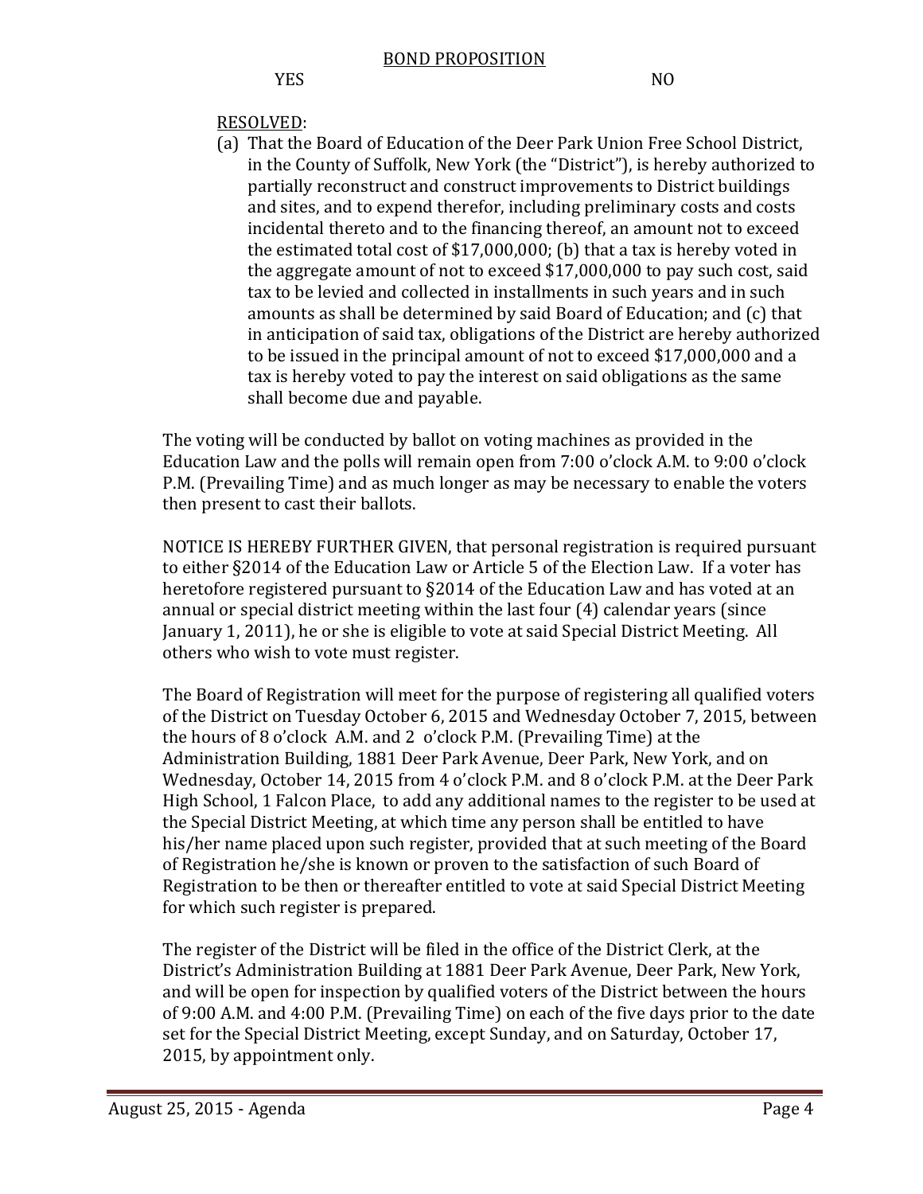<u>BOND PROPOSITION</u>

YES NO

<u>RESOLVED</u>:

(a) That the Board of Education of the Deer Park Union Free School District, in the County of Suffolk, New York (the "District"), is hereby authorized to partially reconstruct and construct improvements to District buildings and sites, and to expend therefor, including preliminary costs and costs incidental thereto and to the financing thereof, an amount not to exceed the estimated total cost of $17,000,000; (b) that a tax is hereby voted in the aggregate amount of not to exceed $17,000,000 to pay such cost, said tax to be levied and collected in installments in such years and in such amounts as shall be determined by said Board of Education; and (c) that in anticipation of said tax, obligations of the District are hereby authorized to be issued in the principal amount of not to exceed $17,000,000 and a tax is hereby voted to pay the interest on said obligations as the same shall become due and payable.

The voting will be conducted by ballot on voting machines as provided in the Education Law and the polls will remain open from 7:00 o'clock A.M. to 9:00 o'clock P.M. (Prevailing Time) and as much longer as may be necessary to enable the voters then present to cast their ballots.

NOTICE IS HEREBY FURTHER GIVEN, that personal registration is required pursuant to either §2014 of the Education Law or Article 5 of the Election Law. If a voter has heretofore registered pursuant to §2014 of the Education Law and has voted at an annual or special district meeting within the last four (4) calendar years (since January 1, 2011), he or she is eligible to vote at said Special District Meeting. All others who wish to vote must register.

The Board of Registration will meet for the purpose of registering all qualified voters of the District on Tuesday October 6, 2015 and Wednesday October 7, 2015, between the hours of 8 o'clock A.M. and 2 o'clock P.M. (Prevailing Time) at the Administration Building, 1881 Deer Park Avenue, Deer Park, New York, and on Wednesday, October 14, 2015 from 4 o'clock P.M. and 8 o'clock P.M. at the Deer Park High School, 1 Falcon Place, to add any additional names to the register to be used at the Special District Meeting, at which time any person shall be entitled to have his/her name placed upon such register, provided that at such meeting of the Board of Registration he/she is known or proven to the satisfaction of such Board of Registration to be then or thereafter entitled to vote at said Special District Meeting for which such register is prepared.

The register of the District will be filed in the office of the District Clerk, at the District's Administration Building at 1881 Deer Park Avenue, Deer Park, New York, and will be open for inspection by qualified voters of the District between the hours of 9:00 A.M. and 4:00 P.M. (Prevailing Time) on each of the five days prior to the date set for the Special District Meeting, except Sunday, and on Saturday, October 17, 2015, by appointment only.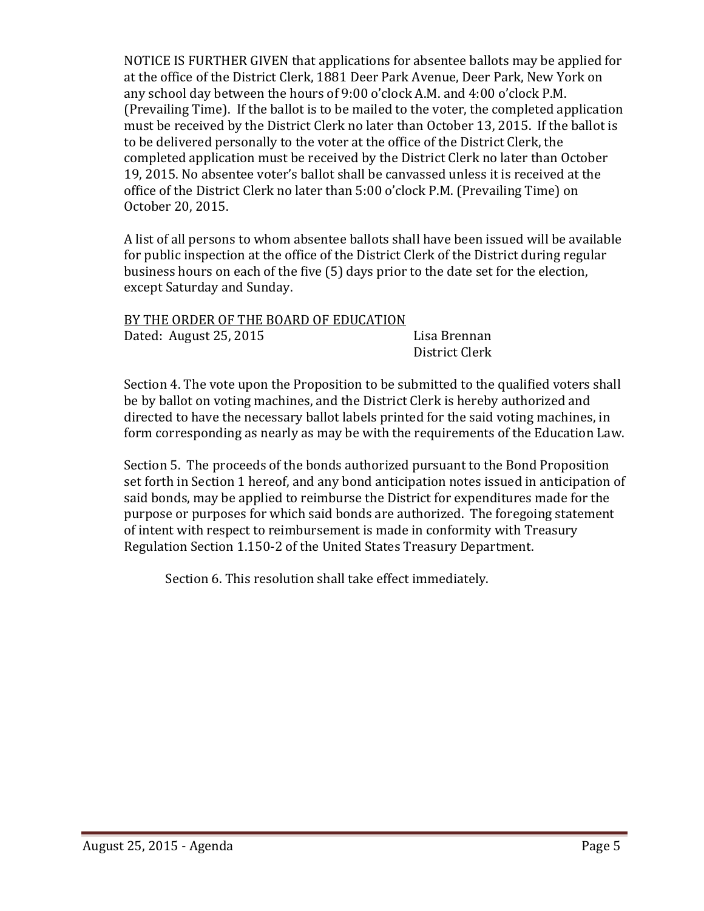NOTICE IS FURTHER GIVEN that applications for absentee ballots may be applied for at the office of the District Clerk, 1881 Deer Park Avenue, Deer Park, New York on any school day between the hours of 9:00 o'clock A.M. and 4:00 o'clock P.M. (Prevailing Time). If the ballot is to be mailed to the voter, the completed application must be received by the District Clerk no later than October 13, 2015. If the ballot is to be delivered personally to the voter at the office of the District Clerk, the completed application must be received by the District Clerk no later than October 19, 2015. No absentee voter's ballot shall be canvassed unless it is received at the office of the District Clerk no later than 5:00 o'clock P.M. (Prevailing Time) on October 20, 2015.

A list of all persons to whom absentee ballots shall have been issued will be available for public inspection at the office of the District Clerk of the District during regular business hours on each of the five (5) days prior to the date set for the election, except Saturday and Sunday.

<u>BY THE ORDER OF THE BOARD OF EDUCATION</u>
Dated: August 25, 2015 Lisa Brennan
District Clerk

Section 4. The vote upon the Proposition to be submitted to the qualified voters shall be by ballot on voting machines, and the District Clerk is hereby authorized and directed to have the necessary ballot labels printed for the said voting machines, in form corresponding as nearly as may be with the requirements of the Education Law.

Section 5. The proceeds of the bonds authorized pursuant to the Bond Proposition set forth in Section 1 hereof, and any bond anticipation notes issued in anticipation of said bonds, may be applied to reimburse the District for expenditures made for the purpose or purposes for which said bonds are authorized. The foregoing statement of intent with respect to reimbursement is made in conformity with Treasury Regulation Section 1.150-2 of the United States Treasury Department.

Section 6. This resolution shall take effect immediately.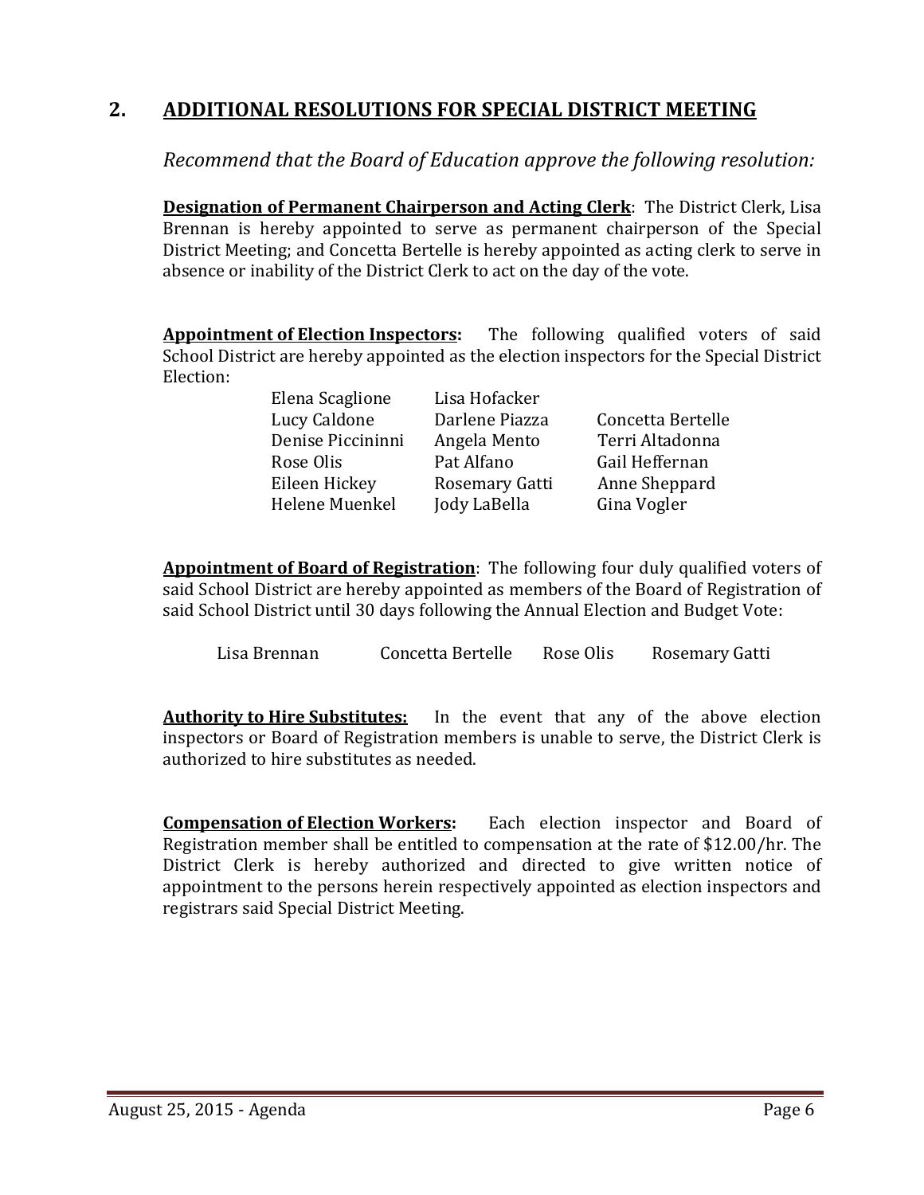## 2. ADDITIONAL RESOLUTIONS FOR SPECIAL DISTRICT MEETING

*Recommend that the Board of Education approve the following resolution:*

**Designation of Permanent Chairperson and Acting Clerk**: The District Clerk, Lisa Brennan is hereby appointed to serve as permanent chairperson of the Special District Meeting; and Concetta Bertelle is hereby appointed as acting clerk to serve in absence or inability of the District Clerk to act on the day of the vote.

**Appointment of Election Inspectors:** The following qualified voters of said School District are hereby appointed as the election inspectors for the Special District Election:

| | | |
|---|---|---|
| Elena Scaglione | Lisa Hofacker | |
| Lucy Caldone | Darlene Piazza | Concetta Bertelle |
| Denise Piccininni | Angela Mento | Terri Altadonna |
| Rose Olis | Pat Alfano | Gail Heffernan |
| Eileen Hickey | Rosemary Gatti | Anne Sheppard |
| Helene Muenkel | Jody LaBella | Gina Vogler |

**Appointment of Board of Registration**: The following four duly qualified voters of said School District are hereby appointed as members of the Board of Registration of said School District until 30 days following the Annual Election and Budget Vote:

Lisa Brennan     Concetta Bertelle     Rose Olis     Rosemary Gatti

**Authority to Hire Substitutes:** In the event that any of the above election inspectors or Board of Registration members is unable to serve, the District Clerk is authorized to hire substitutes as needed.

**Compensation of Election Workers:** Each election inspector and Board of Registration member shall be entitled to compensation at the rate of $12.00/hr. The District Clerk is hereby authorized and directed to give written notice of appointment to the persons herein respectively appointed as election inspectors and registrars said Special District Meeting.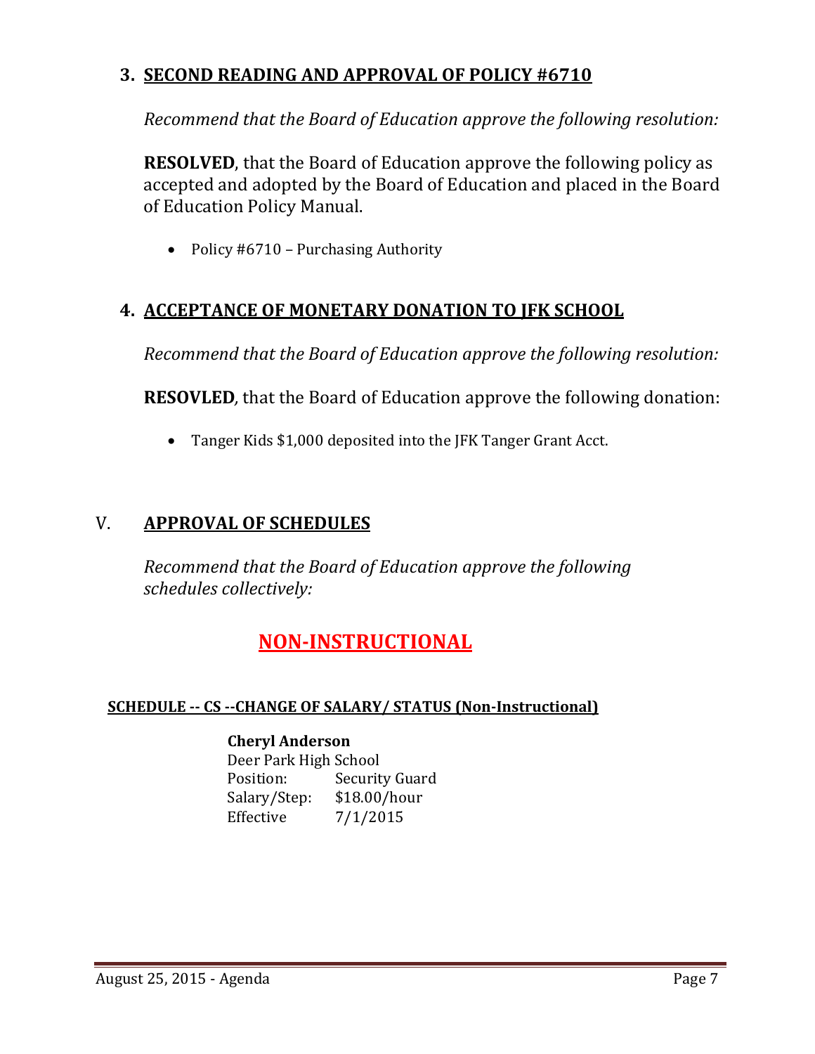### 3. SECOND READING AND APPROVAL OF POLICY #6710

*Recommend that the Board of Education approve the following resolution:*

**RESOLVED**, that the Board of Education approve the following policy as accepted and adopted by the Board of Education and placed in the Board of Education Policy Manual.

- Policy #6710 – Purchasing Authority

### 4. ACCEPTANCE OF MONETARY DONATION TO JFK SCHOOL

*Recommend that the Board of Education approve the following resolution:*

**RESOVLED**, that the Board of Education approve the following donation:

- Tanger Kids $1,000 deposited into the JFK Tanger Grant Acct.

## V. APPROVAL OF SCHEDULES

*Recommend that the Board of Education approve the following schedules collectively:*

## NON-INSTRUCTIONAL

#### SCHEDULE -- CS --CHANGE OF SALARY/ STATUS (Non-Instructional)

**Cheryl Anderson**
Deer Park High School
Position: Security Guard
Salary/Step: $18.00/hour
Effective 7/1/2015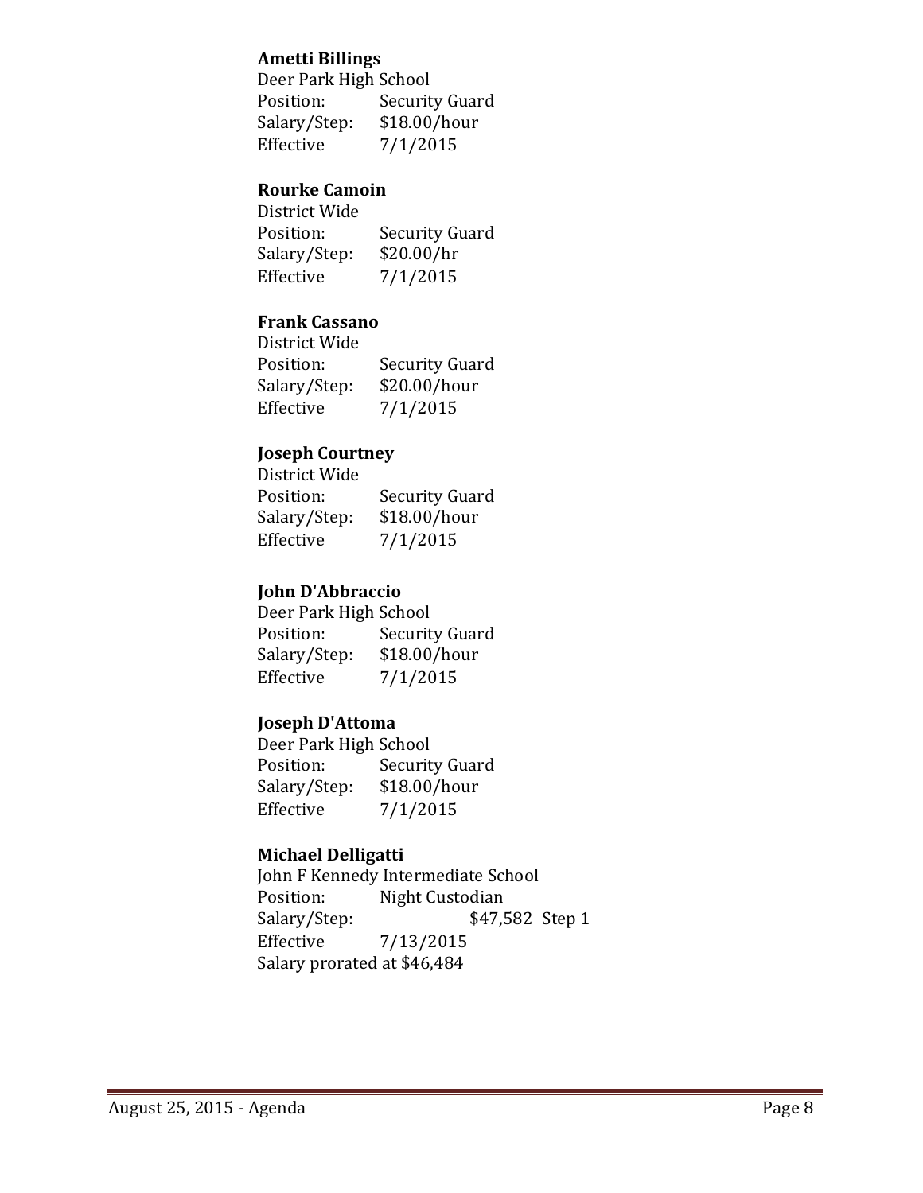**Ametti Billings**
Deer Park High School
Position: Security Guard
Salary/Step: $18.00/hour
Effective 7/1/2015

**Rourke Camoin**
District Wide
Position: Security Guard
Salary/Step: $20.00/hr
Effective 7/1/2015

**Frank Cassano**
District Wide
Position: Security Guard
Salary/Step: $20.00/hour
Effective 7/1/2015

**Joseph Courtney**
District Wide
Position: Security Guard
Salary/Step: $18.00/hour
Effective 7/1/2015

**John D'Abbraccio**
Deer Park High School
Position: Security Guard
Salary/Step: $18.00/hour
Effective 7/1/2015

**Joseph D'Attoma**
Deer Park High School
Position: Security Guard
Salary/Step: $18.00/hour
Effective 7/1/2015

**Michael Delligatti**
John F Kennedy Intermediate School
Position: Night Custodian
Salary/Step: $47,582 Step 1
Effective 7/13/2015
Salary prorated at $46,484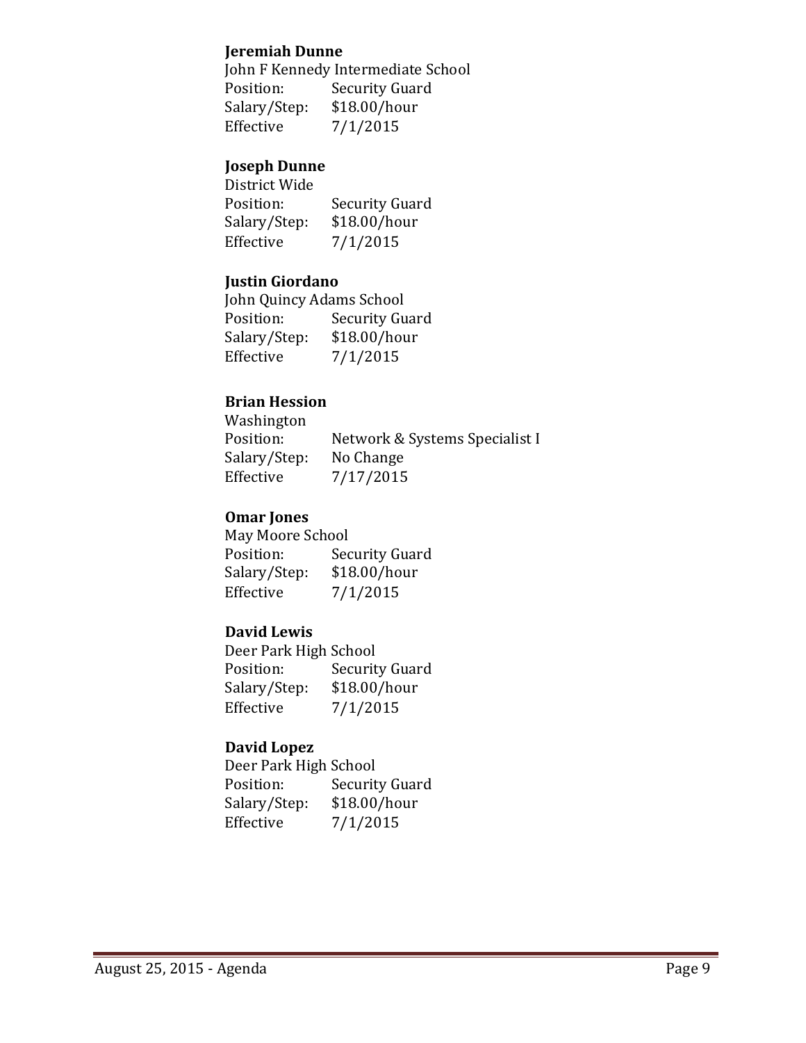**Jeremiah Dunne**
John F Kennedy Intermediate School
Position: Security Guard
Salary/Step: $18.00/hour
Effective 7/1/2015

**Joseph Dunne**
District Wide
Position: Security Guard
Salary/Step: $18.00/hour
Effective 7/1/2015

**Justin Giordano**
John Quincy Adams School
Position: Security Guard
Salary/Step: $18.00/hour
Effective 7/1/2015

**Brian Hession**
Washington
Position: Network & Systems Specialist I
Salary/Step: No Change
Effective 7/17/2015

**Omar Jones**
May Moore School
Position: Security Guard
Salary/Step: $18.00/hour
Effective 7/1/2015

**David Lewis**
Deer Park High School
Position: Security Guard
Salary/Step: $18.00/hour
Effective 7/1/2015

**David Lopez**
Deer Park High School
Position: Security Guard
Salary/Step: $18.00/hour
Effective 7/1/2015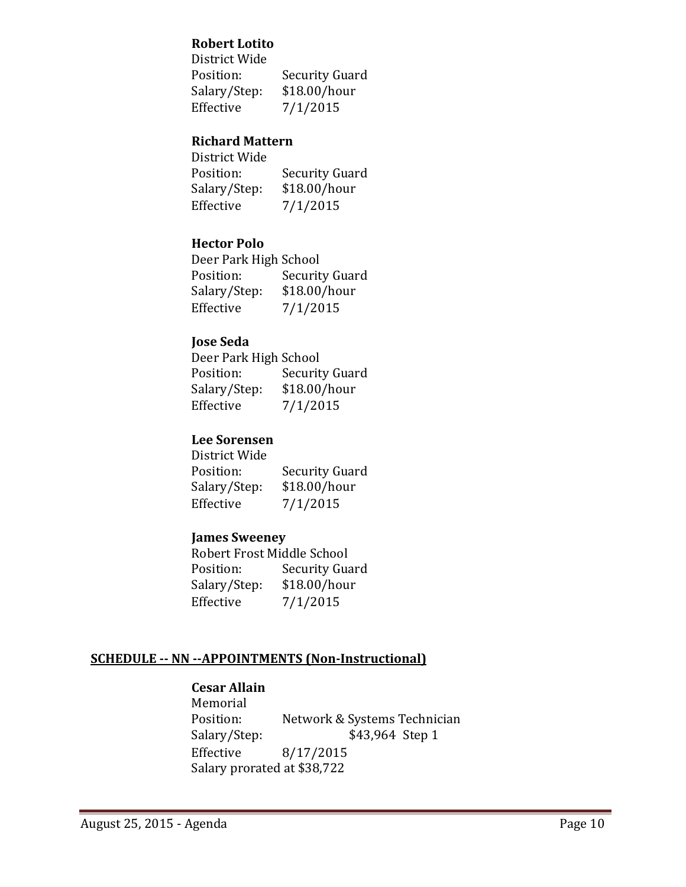**Robert Lotito**
District Wide
Position: Security Guard
Salary/Step: $18.00/hour
Effective 7/1/2015

**Richard Mattern**
District Wide
Position: Security Guard
Salary/Step: $18.00/hour
Effective 7/1/2015

**Hector Polo**
Deer Park High School
Position: Security Guard
Salary/Step: $18.00/hour
Effective 7/1/2015

**Jose Seda**
Deer Park High School
Position: Security Guard
Salary/Step: $18.00/hour
Effective 7/1/2015

**Lee Sorensen**
District Wide
Position: Security Guard
Salary/Step: $18.00/hour
Effective 7/1/2015

**James Sweeney**
Robert Frost Middle School
Position: Security Guard
Salary/Step: $18.00/hour
Effective 7/1/2015

## SCHEDULE -- NN --APPOINTMENTS (Non-Instructional)

**Cesar Allain**
Memorial
Position: Network & Systems Technician
Salary/Step: $43,964 Step 1
Effective 8/17/2015
Salary prorated at $38,722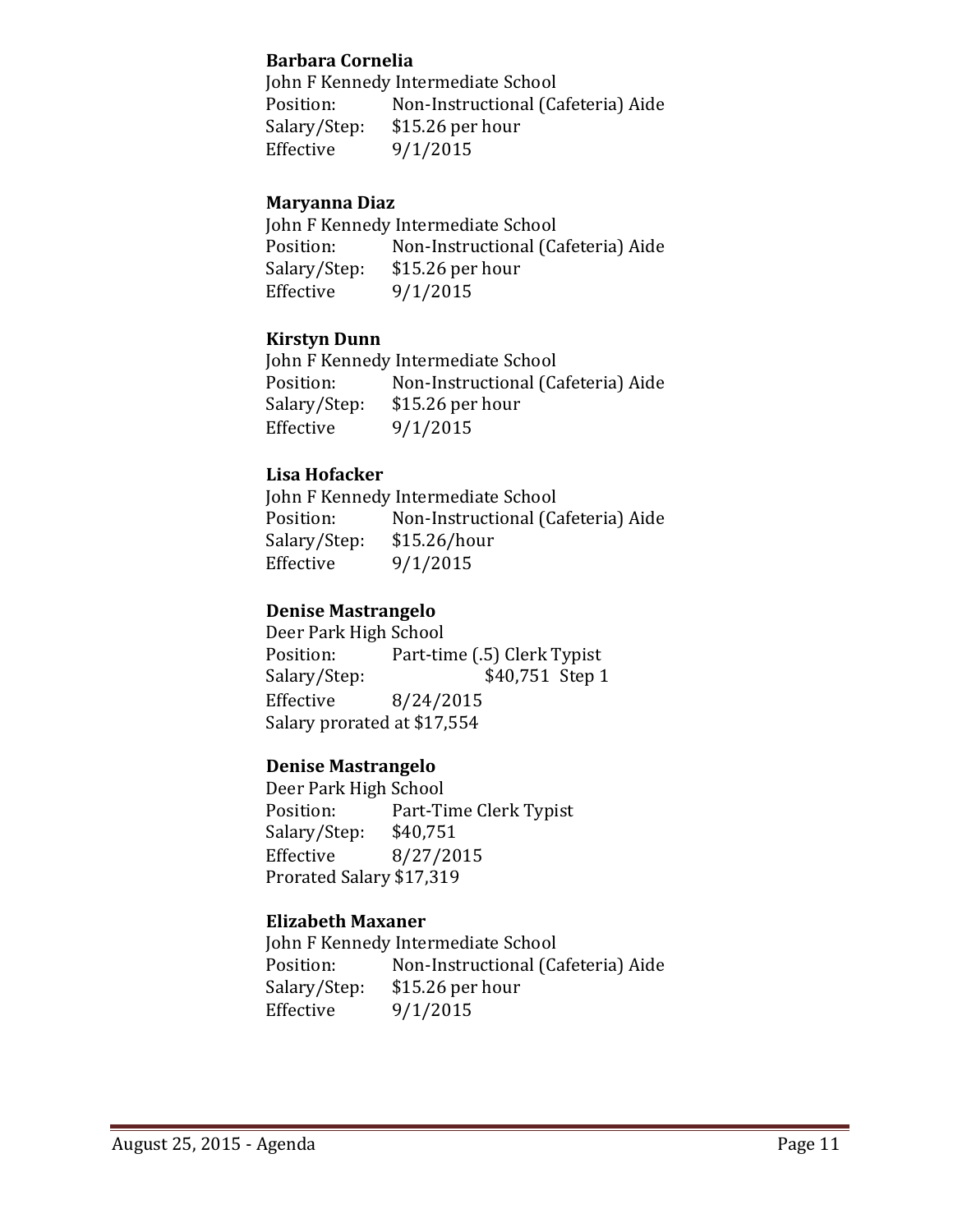**Barbara Cornelia**
John F Kennedy Intermediate School
Position: Non-Instructional (Cafeteria) Aide
Salary/Step: $15.26 per hour
Effective 9/1/2015

**Maryanna Diaz**
John F Kennedy Intermediate School
Position: Non-Instructional (Cafeteria) Aide
Salary/Step: $15.26 per hour
Effective 9/1/2015

**Kirstyn Dunn**
John F Kennedy Intermediate School
Position: Non-Instructional (Cafeteria) Aide
Salary/Step: $15.26 per hour
Effective 9/1/2015

**Lisa Hofacker**
John F Kennedy Intermediate School
Position: Non-Instructional (Cafeteria) Aide
Salary/Step: $15.26/hour
Effective 9/1/2015

**Denise Mastrangelo**
Deer Park High School
Position: Part-time (.5) Clerk Typist
Salary/Step: $40,751 Step 1
Effective 8/24/2015
Salary prorated at $17,554

**Denise Mastrangelo**
Deer Park High School
Position: Part-Time Clerk Typist
Salary/Step: $40,751
Effective 8/27/2015
Prorated Salary $17,319

**Elizabeth Maxaner**
John F Kennedy Intermediate School
Position: Non-Instructional (Cafeteria) Aide
Salary/Step: $15.26 per hour
Effective 9/1/2015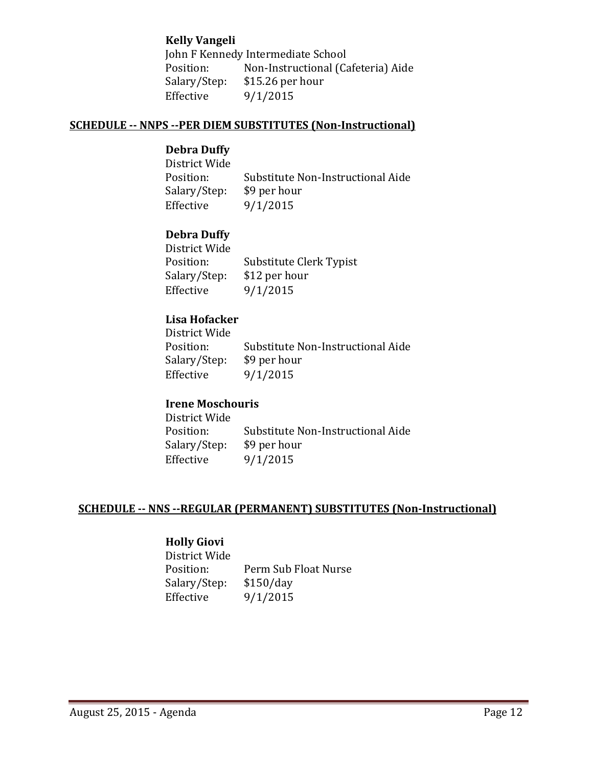**Kelly Vangeli**
John F Kennedy Intermediate School
Position: Non-Instructional (Cafeteria) Aide
Salary/Step: $15.26 per hour
Effective 9/1/2015

**SCHEDULE -- NNPS --PER DIEM SUBSTITUTES (Non-Instructional)**

**Debra Duffy**
District Wide
Position: Substitute Non-Instructional Aide
Salary/Step: $9 per hour
Effective 9/1/2015

**Debra Duffy**
District Wide
Position: Substitute Clerk Typist
Salary/Step: $12 per hour
Effective 9/1/2015

**Lisa Hofacker**
District Wide
Position: Substitute Non-Instructional Aide
Salary/Step: $9 per hour
Effective 9/1/2015

**Irene Moschouris**
District Wide
Position: Substitute Non-Instructional Aide
Salary/Step: $9 per hour
Effective 9/1/2015

**SCHEDULE -- NNS --REGULAR (PERMANENT) SUBSTITUTES (Non-Instructional)**

**Holly Giovi**
District Wide
Position: Perm Sub Float Nurse
Salary/Step: $150/day
Effective 9/1/2015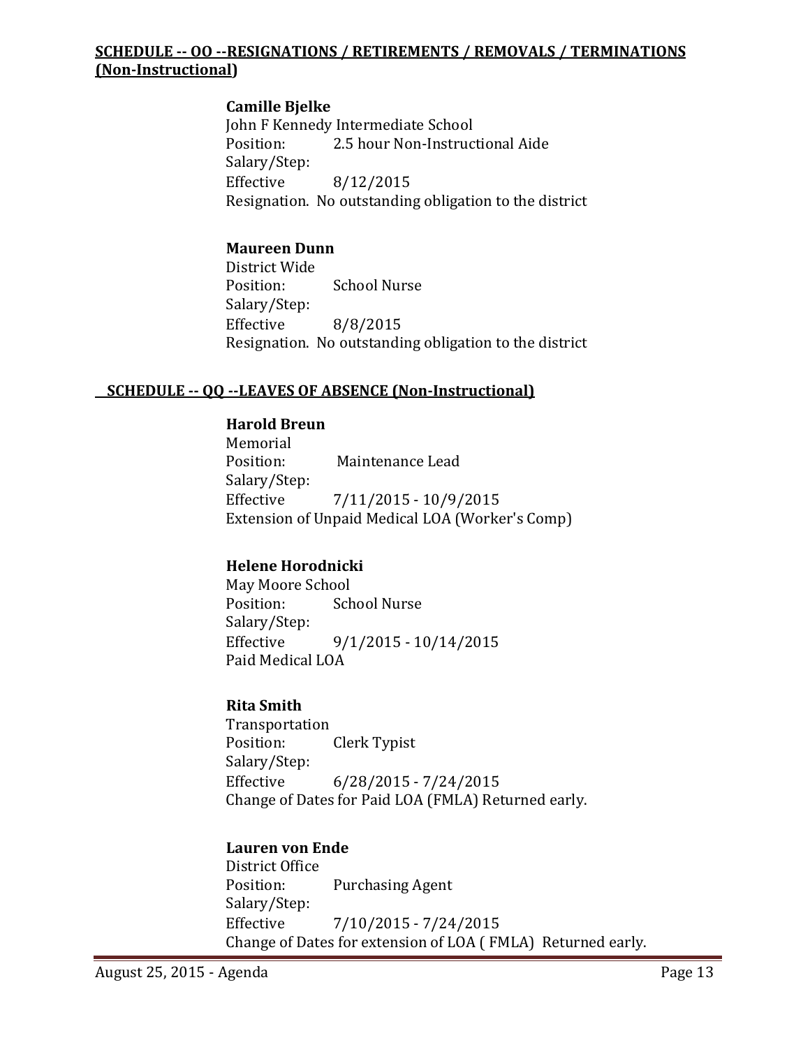**SCHEDULE -- OO --RESIGNATIONS / RETIREMENTS / REMOVALS / TERMINATIONS (Non-Instructional)**

**Camille Bjelke**
John F Kennedy Intermediate School
Position: 2.5 hour Non-Instructional Aide
Salary/Step:
Effective 8/12/2015
Resignation. No outstanding obligation to the district

**Maureen Dunn**
District Wide
Position: School Nurse
Salary/Step:
Effective 8/8/2015
Resignation. No outstanding obligation to the district

**SCHEDULE -- QQ --LEAVES OF ABSENCE (Non-Instructional)**

**Harold Breun**
Memorial
Position: Maintenance Lead
Salary/Step:
Effective 7/11/2015 - 10/9/2015
Extension of Unpaid Medical LOA (Worker's Comp)

**Helene Horodnicki**
May Moore School
Position: School Nurse
Salary/Step:
Effective 9/1/2015 - 10/14/2015
Paid Medical LOA

**Rita Smith**
Transportation
Position: Clerk Typist
Salary/Step:
Effective 6/28/2015 - 7/24/2015
Change of Dates for Paid LOA (FMLA) Returned early.

**Lauren von Ende**
District Office
Position: Purchasing Agent
Salary/Step:
Effective 7/10/2015 - 7/24/2015
Change of Dates for extension of LOA ( FMLA) Returned early.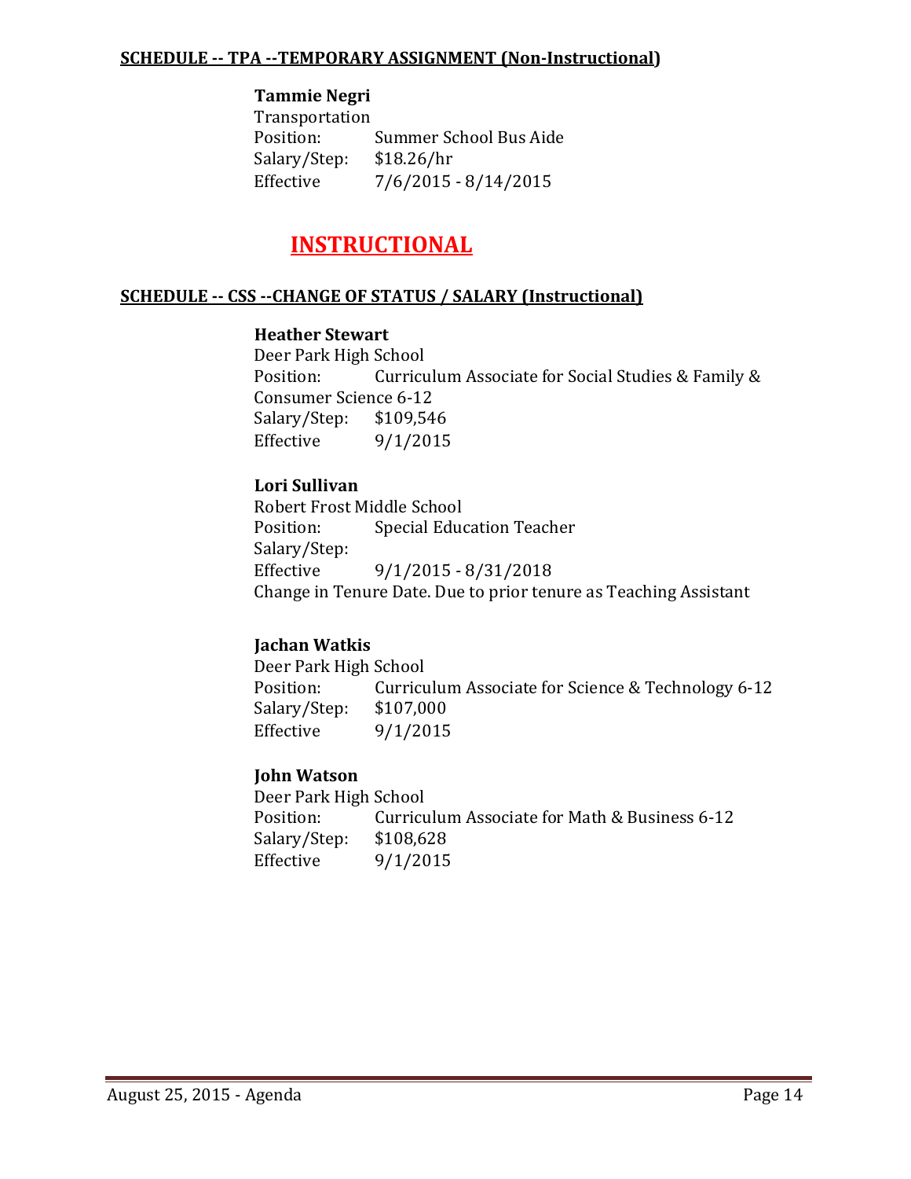**SCHEDULE -- TPA --TEMPORARY ASSIGNMENT (Non-Instructional)**

**Tammie Negri**
Transportation
Position: Summer School Bus Aide
Salary/Step: $18.26/hr
Effective 7/6/2015 - 8/14/2015

# INSTRUCTIONAL

**SCHEDULE -- CSS --CHANGE OF STATUS / SALARY (Instructional)**

**Heather Stewart**
Deer Park High School
Position: Curriculum Associate for Social Studies & Family & Consumer Science 6-12
Salary/Step: $109,546
Effective 9/1/2015

**Lori Sullivan**
Robert Frost Middle School
Position: Special Education Teacher
Salary/Step:
Effective 9/1/2015 - 8/31/2018
Change in Tenure Date. Due to prior tenure as Teaching Assistant

**Jachan Watkis**
Deer Park High School
Position: Curriculum Associate for Science & Technology 6-12
Salary/Step: $107,000
Effective 9/1/2015

**John Watson**
Deer Park High School
Position: Curriculum Associate for Math & Business 6-12
Salary/Step: $108,628
Effective 9/1/2015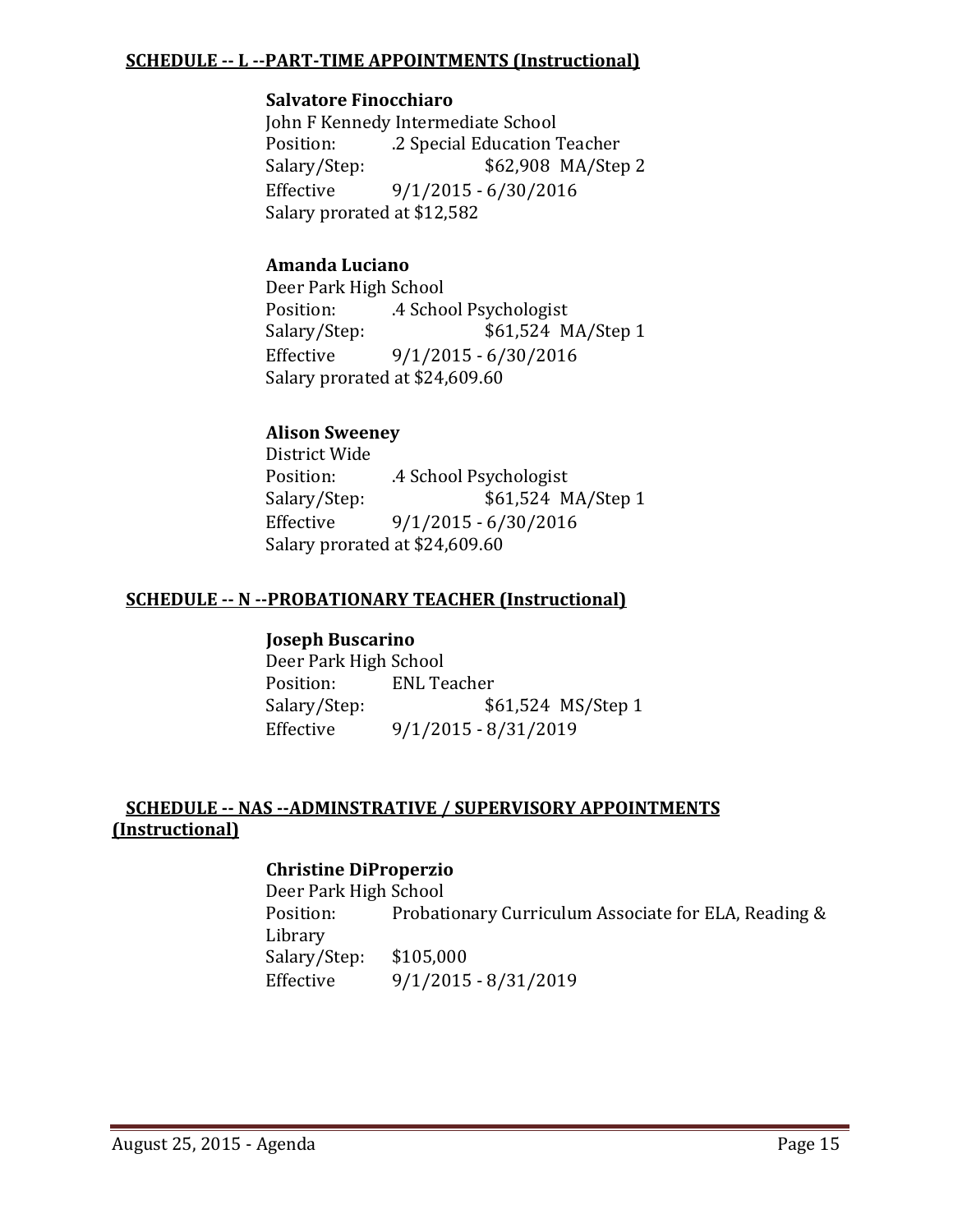**SCHEDULE -- L --PART-TIME APPOINTMENTS (Instructional)**

**Salvatore Finocchiaro**
John F Kennedy Intermediate School
Position: .2 Special Education Teacher
Salary/Step: $62,908 MA/Step 2
Effective 9/1/2015 - 6/30/2016
Salary prorated at $12,582

**Amanda Luciano**
Deer Park High School
Position: .4 School Psychologist
Salary/Step: $61,524 MA/Step 1
Effective 9/1/2015 - 6/30/2016
Salary prorated at $24,609.60

**Alison Sweeney**
District Wide
Position: .4 School Psychologist
Salary/Step: $61,524 MA/Step 1
Effective 9/1/2015 - 6/30/2016
Salary prorated at $24,609.60

**SCHEDULE -- N --PROBATIONARY TEACHER (Instructional)**

**Joseph Buscarino**
Deer Park High School
Position: ENL Teacher
Salary/Step: $61,524 MS/Step 1
Effective 9/1/2015 - 8/31/2019

**SCHEDULE -- NAS --ADMINSTRATIVE / SUPERVISORY APPOINTMENTS (Instructional)**

**Christine DiProperzio**
Deer Park High School
Position: Probationary Curriculum Associate for ELA, Reading & Library
Salary/Step: $105,000
Effective 9/1/2015 - 8/31/2019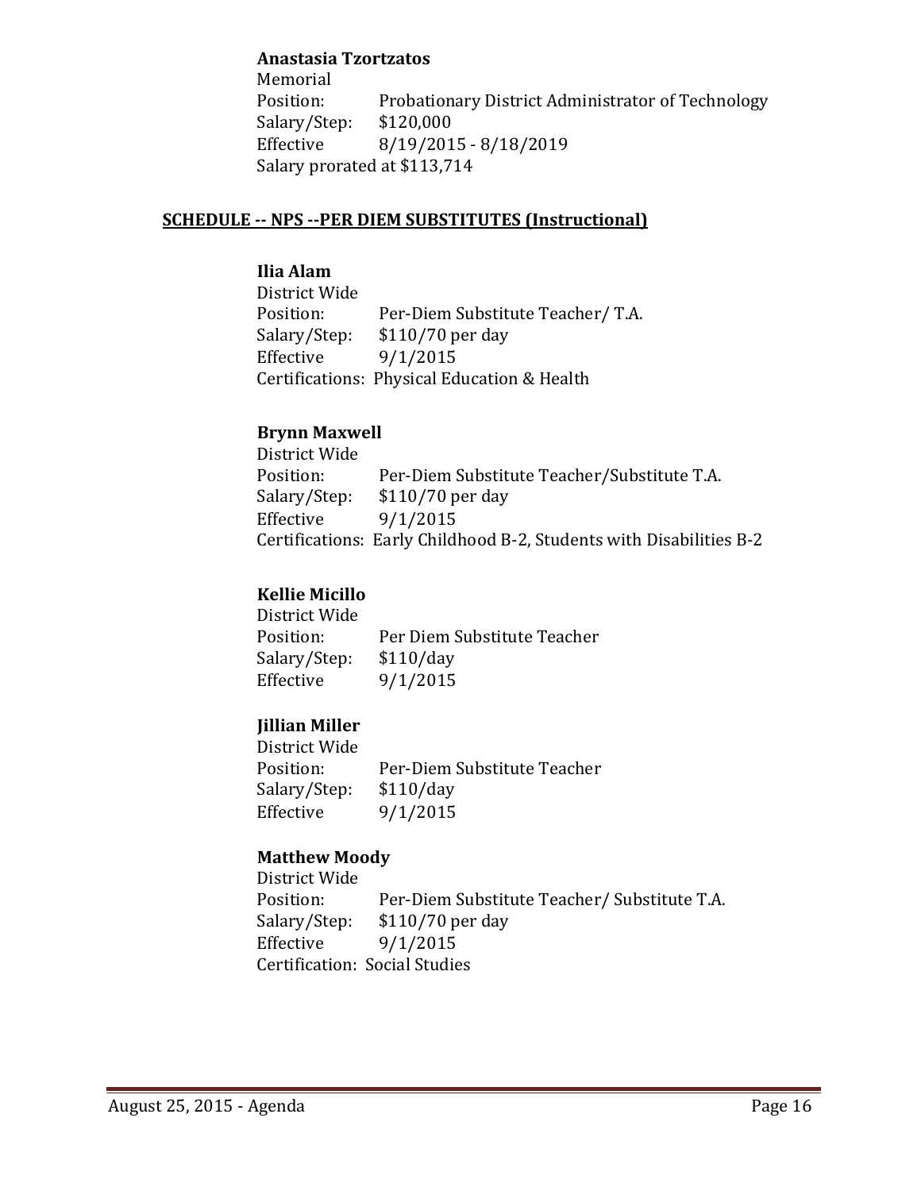**Anastasia Tzortzatos**
Memorial
Position: Probationary District Administrator of Technology
Salary/Step: $120,000
Effective 8/19/2015 - 8/18/2019
Salary prorated at $113,714

## SCHEDULE -- NPS --PER DIEM SUBSTITUTES (Instructional)

**Ilia Alam**
District Wide
Position: Per-Diem Substitute Teacher/ T.A.
Salary/Step: $110/70 per day
Effective 9/1/2015
Certifications: Physical Education & Health

**Brynn Maxwell**
District Wide
Position: Per-Diem Substitute Teacher/Substitute T.A.
Salary/Step: $110/70 per day
Effective 9/1/2015
Certifications: Early Childhood B-2, Students with Disabilities B-2

**Kellie Micillo**
District Wide
Position: Per Diem Substitute Teacher
Salary/Step: $110/day
Effective 9/1/2015

**Jillian Miller**
District Wide
Position: Per-Diem Substitute Teacher
Salary/Step: $110/day
Effective 9/1/2015

**Matthew Moody**
District Wide
Position: Per-Diem Substitute Teacher/ Substitute T.A.
Salary/Step: $110/70 per day
Effective 9/1/2015
Certification: Social Studies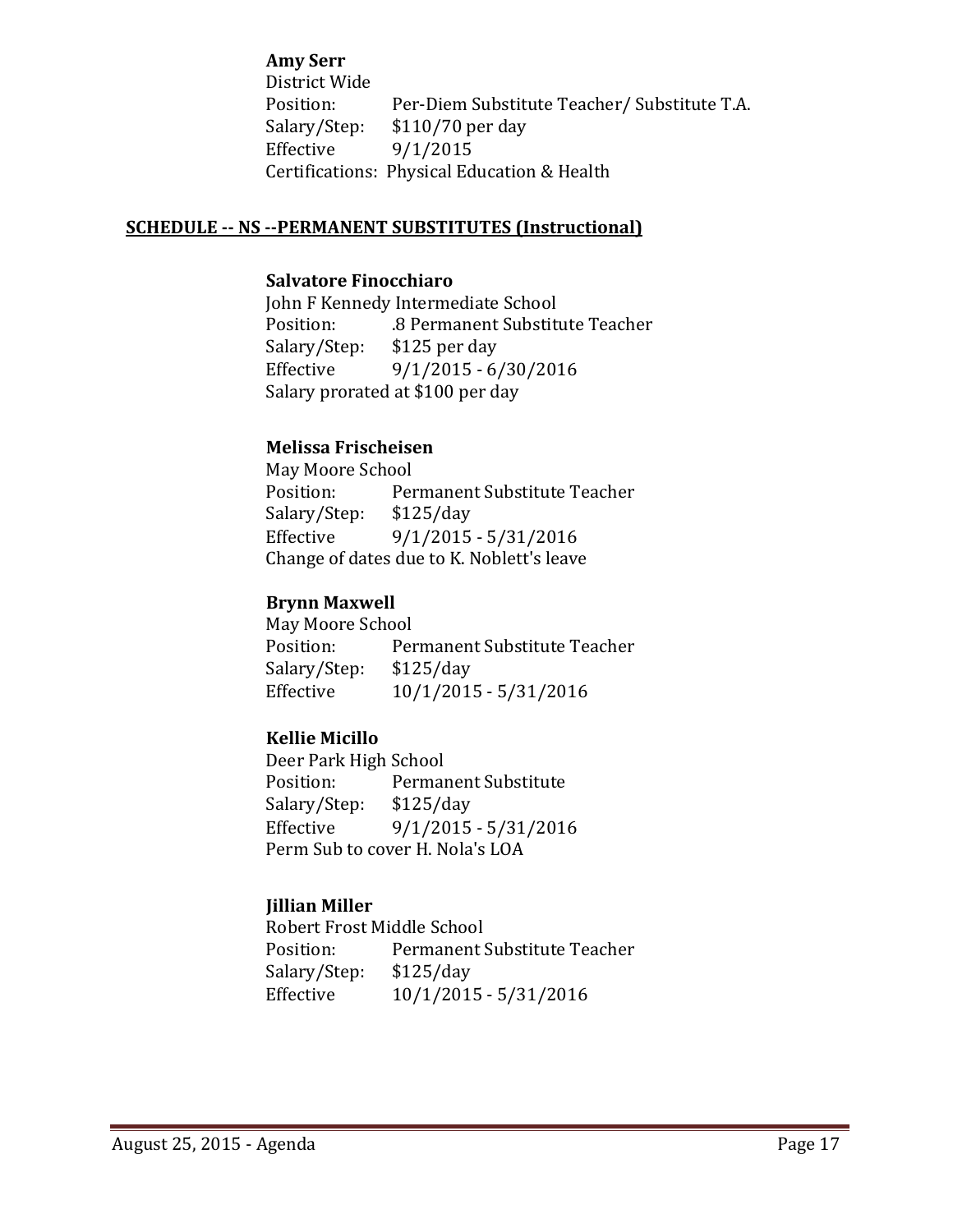**Amy Serr**
District Wide
Position: Per-Diem Substitute Teacher/ Substitute T.A.
Salary/Step: $110/70 per day
Effective 9/1/2015
Certifications: Physical Education & Health

## SCHEDULE -- NS --PERMANENT SUBSTITUTES (Instructional)

**Salvatore Finocchiaro**
John F Kennedy Intermediate School
Position: .8 Permanent Substitute Teacher
Salary/Step: $125 per day
Effective 9/1/2015 - 6/30/2016
Salary prorated at $100 per day

**Melissa Frischeisen**
May Moore School
Position: Permanent Substitute Teacher
Salary/Step: $125/day
Effective 9/1/2015 - 5/31/2016
Change of dates due to K. Noblett's leave

**Brynn Maxwell**
May Moore School
Position: Permanent Substitute Teacher
Salary/Step: $125/day
Effective 10/1/2015 - 5/31/2016

**Kellie Micillo**
Deer Park High School
Position: Permanent Substitute
Salary/Step: $125/day
Effective 9/1/2015 - 5/31/2016
Perm Sub to cover H. Nola's LOA

**Jillian Miller**
Robert Frost Middle School
Position: Permanent Substitute Teacher
Salary/Step: $125/day
Effective 10/1/2015 - 5/31/2016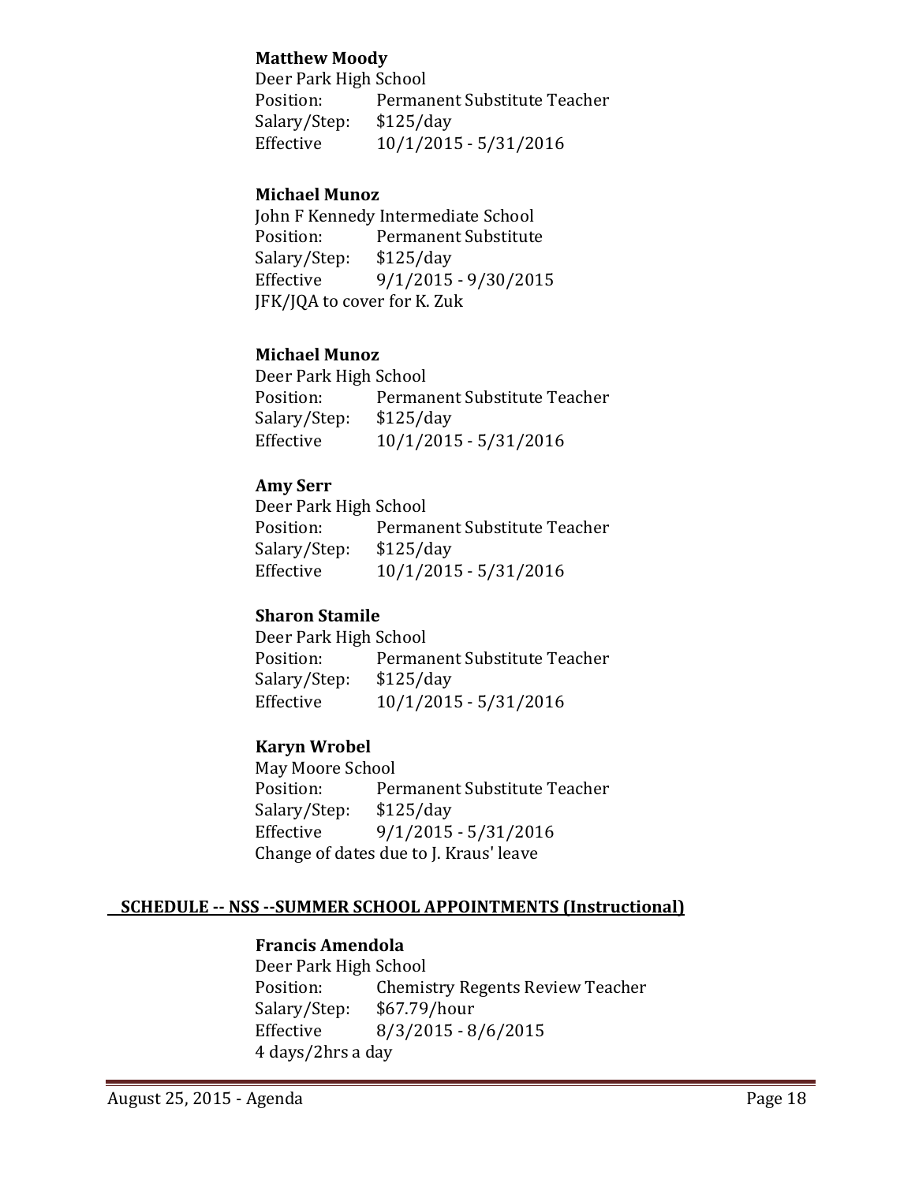**Matthew Moody**
Deer Park High School
Position: Permanent Substitute Teacher
Salary/Step: $125/day
Effective 10/1/2015 - 5/31/2016

**Michael Munoz**
John F Kennedy Intermediate School
Position: Permanent Substitute
Salary/Step: $125/day
Effective 9/1/2015 - 9/30/2015
JFK/JQA to cover for K. Zuk

**Michael Munoz**
Deer Park High School
Position: Permanent Substitute Teacher
Salary/Step: $125/day
Effective 10/1/2015 - 5/31/2016

**Amy Serr**
Deer Park High School
Position: Permanent Substitute Teacher
Salary/Step: $125/day
Effective 10/1/2015 - 5/31/2016

**Sharon Stamile**
Deer Park High School
Position: Permanent Substitute Teacher
Salary/Step: $125/day
Effective 10/1/2015 - 5/31/2016

**Karyn Wrobel**
May Moore School
Position: Permanent Substitute Teacher
Salary/Step: $125/day
Effective 9/1/2015 - 5/31/2016
Change of dates due to J. Kraus' leave

**SCHEDULE -- NSS --SUMMER SCHOOL APPOINTMENTS (Instructional)**

**Francis Amendola**
Deer Park High School
Position: Chemistry Regents Review Teacher
Salary/Step: $67.79/hour
Effective 8/3/2015 - 8/6/2015
4 days/2hrs a day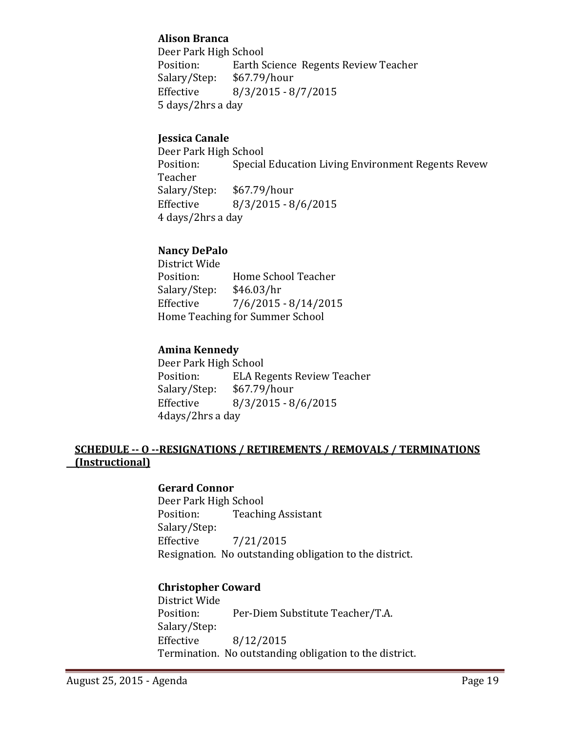**Alison Branca**
Deer Park High School
Position: Earth Science Regents Review Teacher
Salary/Step: $67.79/hour
Effective 8/3/2015 - 8/7/2015
5 days/2hrs a day

**Jessica Canale**
Deer Park High School
Position: Special Education Living Environment Regents Revew Teacher
Salary/Step: $67.79/hour
Effective 8/3/2015 - 8/6/2015
4 days/2hrs a day

**Nancy DePalo**
District Wide
Position: Home School Teacher
Salary/Step: $46.03/hr
Effective 7/6/2015 - 8/14/2015
Home Teaching for Summer School

**Amina Kennedy**
Deer Park High School
Position: ELA Regents Review Teacher
Salary/Step: $67.79/hour
Effective 8/3/2015 - 8/6/2015
4days/2hrs a day

## SCHEDULE -- O --RESIGNATIONS / RETIREMENTS / REMOVALS / TERMINATIONS (Instructional)

**Gerard Connor**
Deer Park High School
Position: Teaching Assistant
Salary/Step:
Effective 7/21/2015
Resignation. No outstanding obligation to the district.

**Christopher Coward**
District Wide
Position: Per-Diem Substitute Teacher/T.A.
Salary/Step:
Effective 8/12/2015
Termination. No outstanding obligation to the district.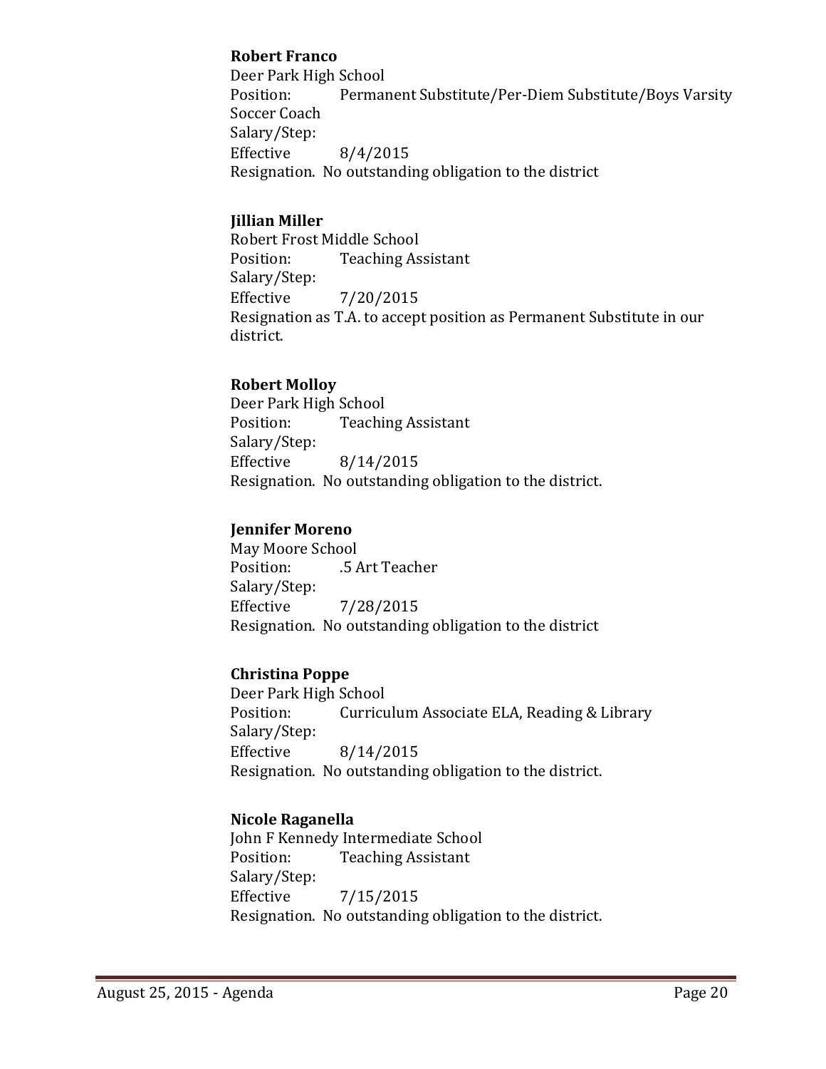**Robert Franco**
Deer Park High School
Position: Permanent Substitute/Per-Diem Substitute/Boys Varsity Soccer Coach
Salary/Step:
Effective 8/4/2015
Resignation. No outstanding obligation to the district

**Jillian Miller**
Robert Frost Middle School
Position: Teaching Assistant
Salary/Step:
Effective 7/20/2015
Resignation as T.A. to accept position as Permanent Substitute in our district.

**Robert Molloy**
Deer Park High School
Position: Teaching Assistant
Salary/Step:
Effective 8/14/2015
Resignation. No outstanding obligation to the district.

**Jennifer Moreno**
May Moore School
Position: .5 Art Teacher
Salary/Step:
Effective 7/28/2015
Resignation. No outstanding obligation to the district

**Christina Poppe**
Deer Park High School
Position: Curriculum Associate ELA, Reading & Library
Salary/Step:
Effective 8/14/2015
Resignation. No outstanding obligation to the district.

**Nicole Raganella**
John F Kennedy Intermediate School
Position: Teaching Assistant
Salary/Step:
Effective 7/15/2015
Resignation. No outstanding obligation to the district.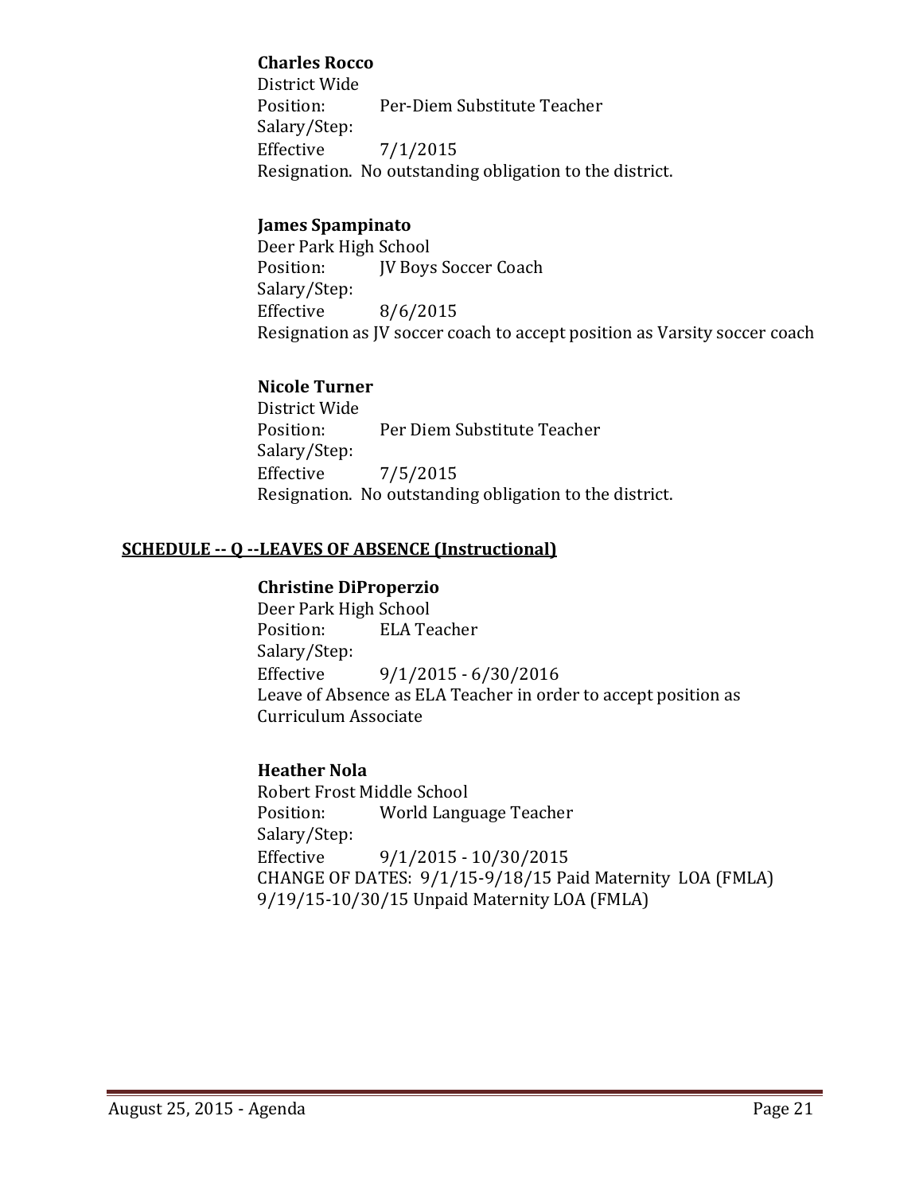**Charles Rocco**
District Wide
Position: Per-Diem Substitute Teacher
Salary/Step:
Effective 7/1/2015
Resignation. No outstanding obligation to the district.

**James Spampinato**
Deer Park High School
Position: JV Boys Soccer Coach
Salary/Step:
Effective 8/6/2015
Resignation as JV soccer coach to accept position as Varsity soccer coach

**Nicole Turner**
District Wide
Position: Per Diem Substitute Teacher
Salary/Step:
Effective 7/5/2015
Resignation. No outstanding obligation to the district.

## SCHEDULE -- Q --LEAVES OF ABSENCE (Instructional)

**Christine DiProperzio**
Deer Park High School
Position: ELA Teacher
Salary/Step:
Effective 9/1/2015 - 6/30/2016
Leave of Absence as ELA Teacher in order to accept position as Curriculum Associate

**Heather Nola**
Robert Frost Middle School
Position: World Language Teacher
Salary/Step:
Effective 9/1/2015 - 10/30/2015
CHANGE OF DATES: 9/1/15-9/18/15 Paid Maternity LOA (FMLA) 9/19/15-10/30/15 Unpaid Maternity LOA (FMLA)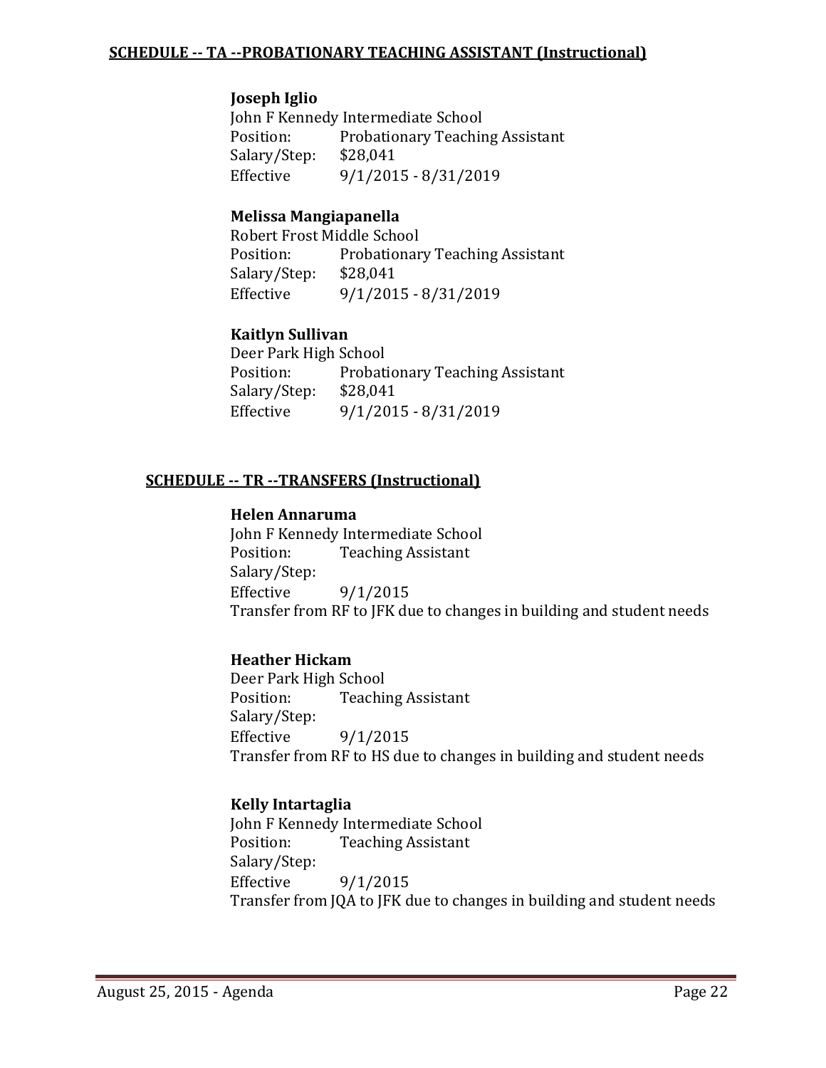**SCHEDULE -- TA --PROBATIONARY TEACHING ASSISTANT (Instructional)**

**Joseph Iglio**
John F Kennedy Intermediate School
Position: Probationary Teaching Assistant
Salary/Step: $28,041
Effective 9/1/2015 - 8/31/2019

**Melissa Mangiapanella**
Robert Frost Middle School
Position: Probationary Teaching Assistant
Salary/Step: $28,041
Effective 9/1/2015 - 8/31/2019

**Kaitlyn Sullivan**
Deer Park High School
Position: Probationary Teaching Assistant
Salary/Step: $28,041
Effective 9/1/2015 - 8/31/2019

**SCHEDULE -- TR --TRANSFERS (Instructional)**

**Helen Annaruma**
John F Kennedy Intermediate School
Position: Teaching Assistant
Salary/Step:
Effective 9/1/2015
Transfer from RF to JFK due to changes in building and student needs

**Heather Hickam**
Deer Park High School
Position: Teaching Assistant
Salary/Step:
Effective 9/1/2015
Transfer from RF to HS due to changes in building and student needs

**Kelly Intartaglia**
John F Kennedy Intermediate School
Position: Teaching Assistant
Salary/Step:
Effective 9/1/2015
Transfer from JQA to JFK due to changes in building and student needs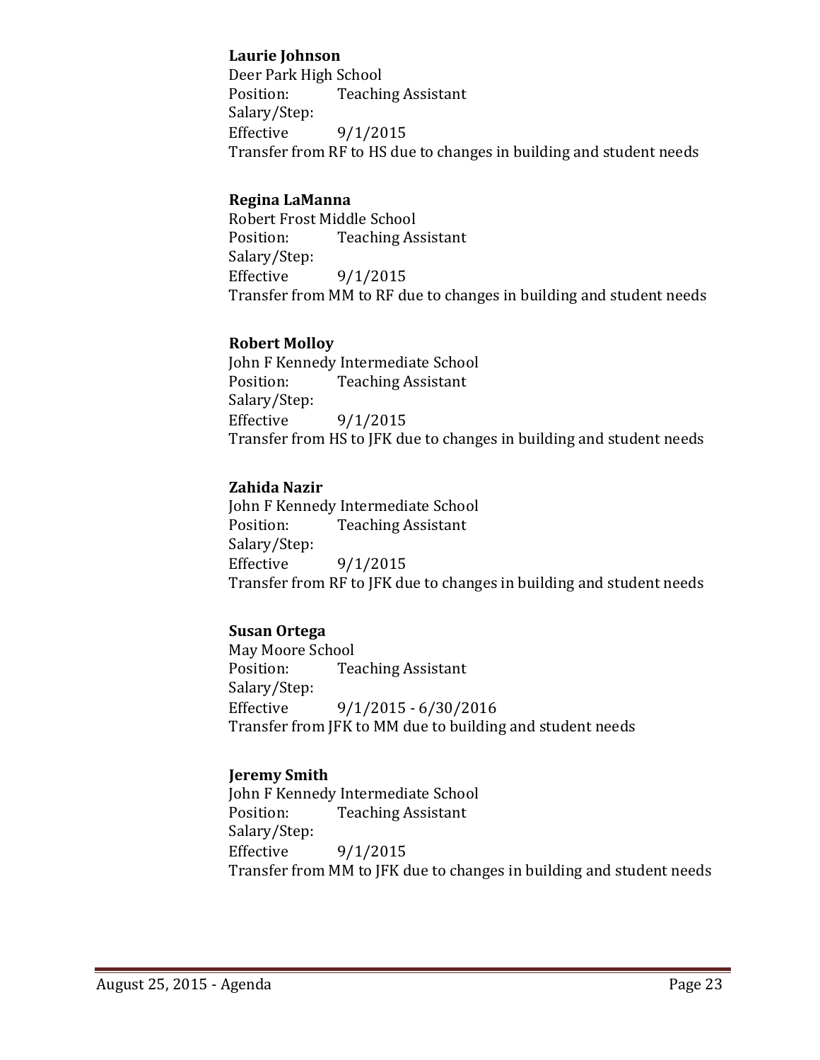**Laurie Johnson**  
Deer Park High School  
Position: Teaching Assistant  
Salary/Step:  
Effective 9/1/2015  
Transfer from RF to HS due to changes in building and student needs

**Regina LaManna**  
Robert Frost Middle School  
Position: Teaching Assistant  
Salary/Step:  
Effective 9/1/2015  
Transfer from MM to RF due to changes in building and student needs

**Robert Molloy**  
John F Kennedy Intermediate School  
Position: Teaching Assistant  
Salary/Step:  
Effective 9/1/2015  
Transfer from HS to JFK due to changes in building and student needs

**Zahida Nazir**  
John F Kennedy Intermediate School  
Position: Teaching Assistant  
Salary/Step:  
Effective 9/1/2015  
Transfer from RF to JFK due to changes in building and student needs

**Susan Ortega**  
May Moore School  
Position: Teaching Assistant  
Salary/Step:  
Effective 9/1/2015 - 6/30/2016  
Transfer from JFK to MM due to building and student needs

**Jeremy Smith**  
John F Kennedy Intermediate School  
Position: Teaching Assistant  
Salary/Step:  
Effective 9/1/2015  
Transfer from MM to JFK due to changes in building and student needs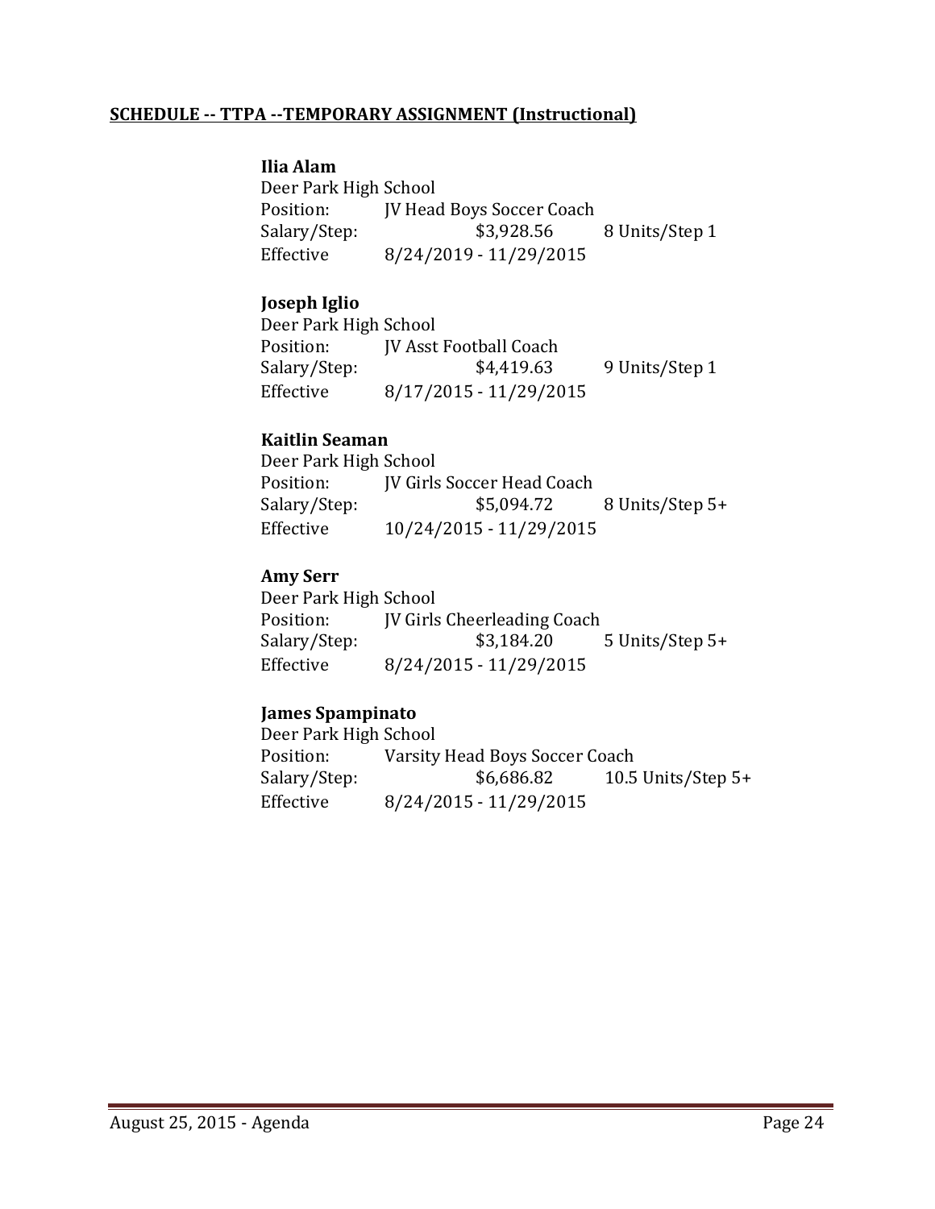**SCHEDULE -- TTPA --TEMPORARY ASSIGNMENT (Instructional)**

**Ilia Alam**
Deer Park High School
Position: JV Head Boys Soccer Coach
Salary/Step: $3,928.56 8 Units/Step 1
Effective 8/24/2019 - 11/29/2015

**Joseph Iglio**
Deer Park High School
Position: JV Asst Football Coach
Salary/Step: $4,419.63 9 Units/Step 1
Effective 8/17/2015 - 11/29/2015

**Kaitlin Seaman**
Deer Park High School
Position: JV Girls Soccer Head Coach
Salary/Step: $5,094.72 8 Units/Step 5+
Effective 10/24/2015 - 11/29/2015

**Amy Serr**
Deer Park High School
Position: JV Girls Cheerleading Coach
Salary/Step: $3,184.20 5 Units/Step 5+
Effective 8/24/2015 - 11/29/2015

**James Spampinato**
Deer Park High School
Position: Varsity Head Boys Soccer Coach
Salary/Step: $6,686.82 10.5 Units/Step 5+
Effective 8/24/2015 - 11/29/2015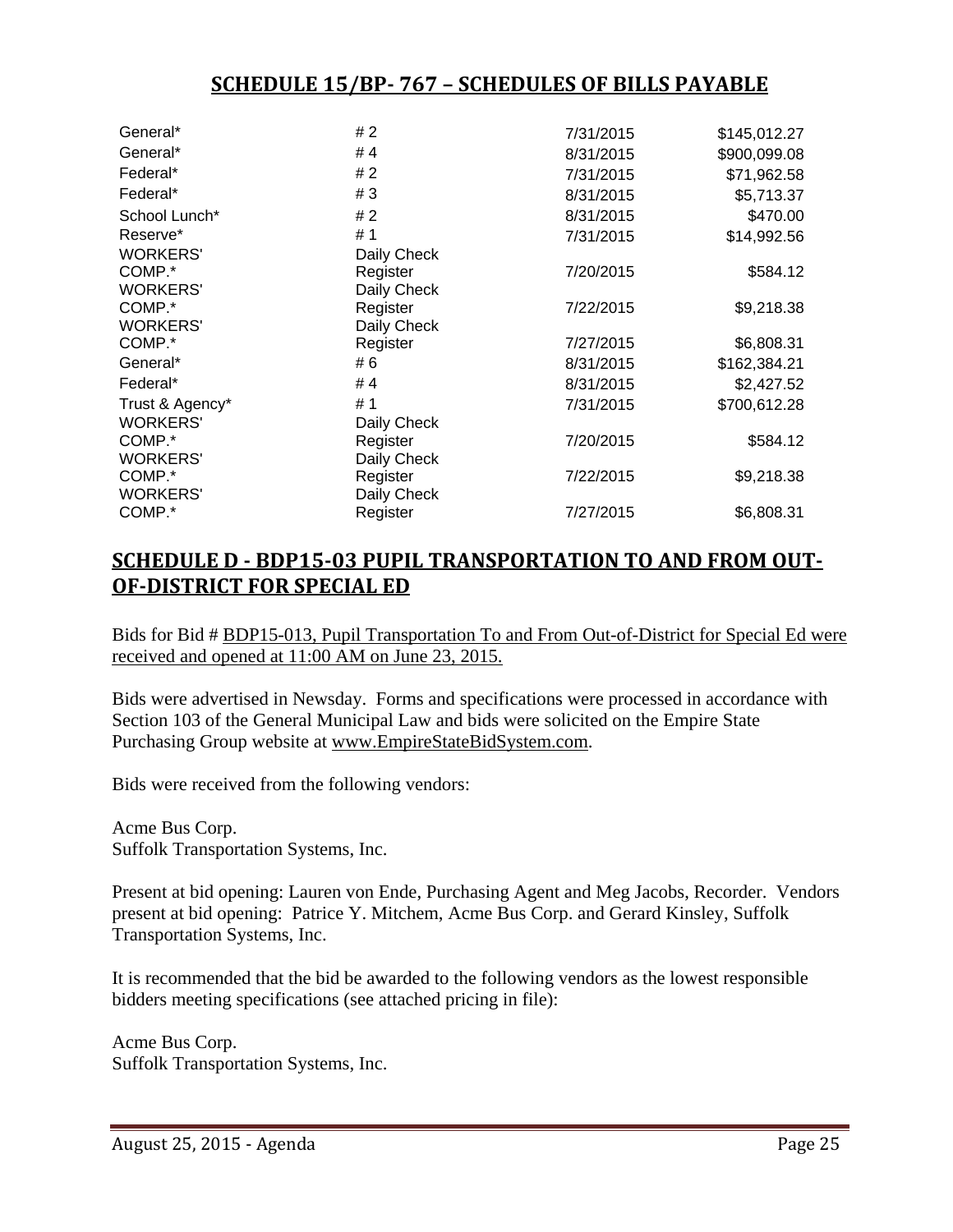## SCHEDULE 15/BP- 767 – SCHEDULES OF BILLS PAYABLE

| | | | |
|---|---|---|---|
| General* | # 2 | 7/31/2015 | $145,012.27 |
| General* | # 4 | 8/31/2015 | $900,099.08 |
| Federal* | # 2 | 7/31/2015 | $71,962.58 |
| Federal* | # 3 | 8/31/2015 | $5,713.37 |
| School Lunch* | # 2 | 8/31/2015 | $470.00 |
| Reserve* | # 1 | 7/31/2015 | $14,992.56 |
| WORKERS' COMP.* | Daily Check Register | 7/20/2015 | $584.12 |
| WORKERS' COMP.* | Daily Check Register | 7/22/2015 | $9,218.38 |
| WORKERS' COMP.* | Daily Check Register | 7/27/2015 | $6,808.31 |
| General* | # 6 | 8/31/2015 | $162,384.21 |
| Federal* | # 4 | 8/31/2015 | $2,427.52 |
| Trust & Agency* | # 1 | 7/31/2015 | $700,612.28 |
| WORKERS' COMP.* | Daily Check Register | 7/20/2015 | $584.12 |
| WORKERS' COMP.* | Daily Check Register | 7/22/2015 | $9,218.38 |
| WORKERS' COMP.* | Daily Check Register | 7/27/2015 | $6,808.31 |

## SCHEDULE D - BDP15-03 PUPIL TRANSPORTATION TO AND FROM OUT-OF-DISTRICT FOR SPECIAL ED

Bids for Bid # BDP15-013, Pupil Transportation To and From Out-of-District for Special Ed were received and opened at 11:00 AM on June 23, 2015.

Bids were advertised in Newsday. Forms and specifications were processed in accordance with Section 103 of the General Municipal Law and bids were solicited on the Empire State Purchasing Group website at www.EmpireStateBidSystem.com.

Bids were received from the following vendors:

Acme Bus Corp.
Suffolk Transportation Systems, Inc.

Present at bid opening: Lauren von Ende, Purchasing Agent and Meg Jacobs, Recorder. Vendors present at bid opening: Patrice Y. Mitchem, Acme Bus Corp. and Gerard Kinsley, Suffolk Transportation Systems, Inc.

It is recommended that the bid be awarded to the following vendors as the lowest responsible bidders meeting specifications (see attached pricing in file):

Acme Bus Corp.
Suffolk Transportation Systems, Inc.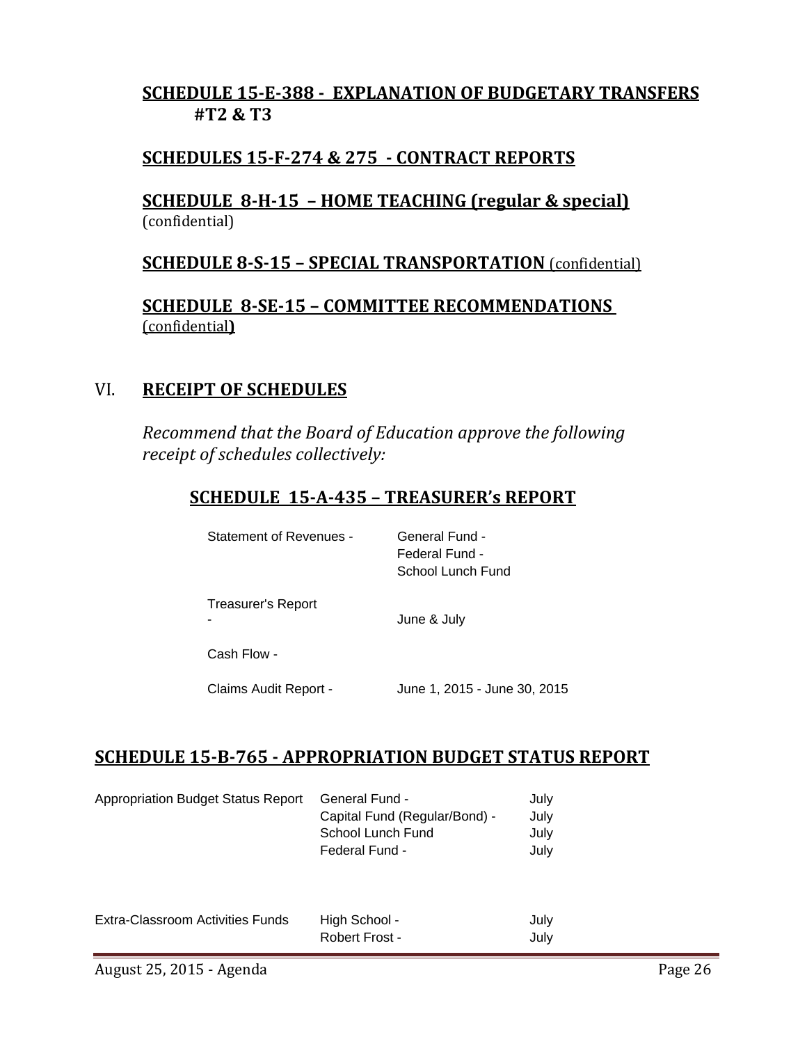**SCHEDULE 15-E-388 - EXPLANATION OF BUDGETARY TRANSFERS #T2 & T3**

**SCHEDULES 15-F-274 & 275 - CONTRACT REPORTS**

**SCHEDULE 8-H-15 – HOME TEACHING (regular & special)**
(confidential)

**SCHEDULE 8-S-15 – SPECIAL TRANSPORTATION** (confidential)

**SCHEDULE 8-SE-15 – COMMITTEE RECOMMENDATIONS**
(confidential**)**

## VI. RECEIPT OF SCHEDULES

*Recommend that the Board of Education approve the following receipt of schedules collectively:*

**SCHEDULE 15-A-435 – TREASURER's REPORT**

| | |
|---|---|
| Statement of Revenues - | General Fund -<br>Federal Fund -<br>School Lunch Fund |
| Treasurer's Report - | June & July |
| Cash Flow - | |
| Claims Audit Report - | June 1, 2015 - June 30, 2015 |

**SCHEDULE 15-B-765 - APPROPRIATION BUDGET STATUS REPORT**

| | | |
|---|---|---|
| Appropriation Budget Status Report | General Fund - | July |
| | Capital Fund (Regular/Bond) - | July |
| | School Lunch Fund | July |
| | Federal Fund - | July |
| Extra-Classroom Activities Funds | High School - | July |
| | Robert Frost - | July |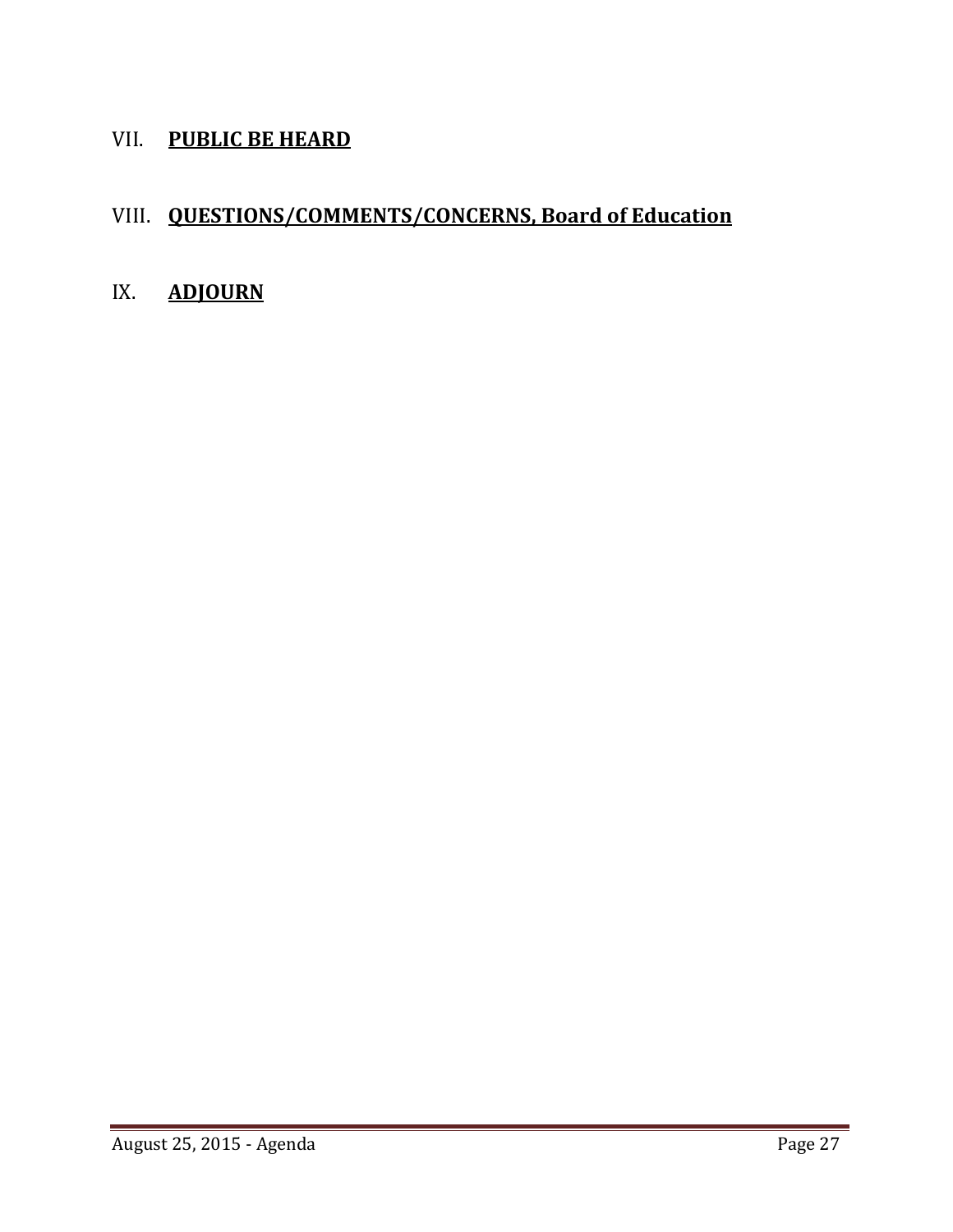VII. **PUBLIC BE HEARD**

VIII. **QUESTIONS/COMMENTS/CONCERNS, Board of Education**

IX. **ADJOURN**